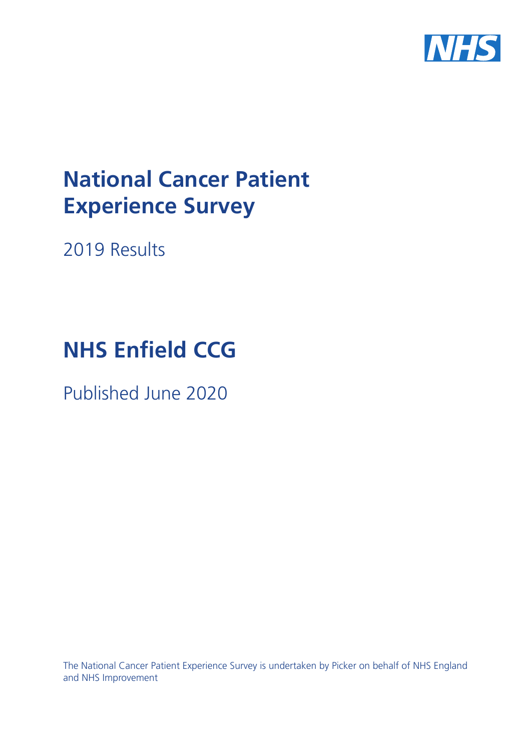# National Cancer Patient Experience Survey

2019 Results

# NHS Enfield CCG

Published June 2020

The National Cancer Patient Experience Survey is undertaken by Picker on behalf of NHS England and NHS Improvement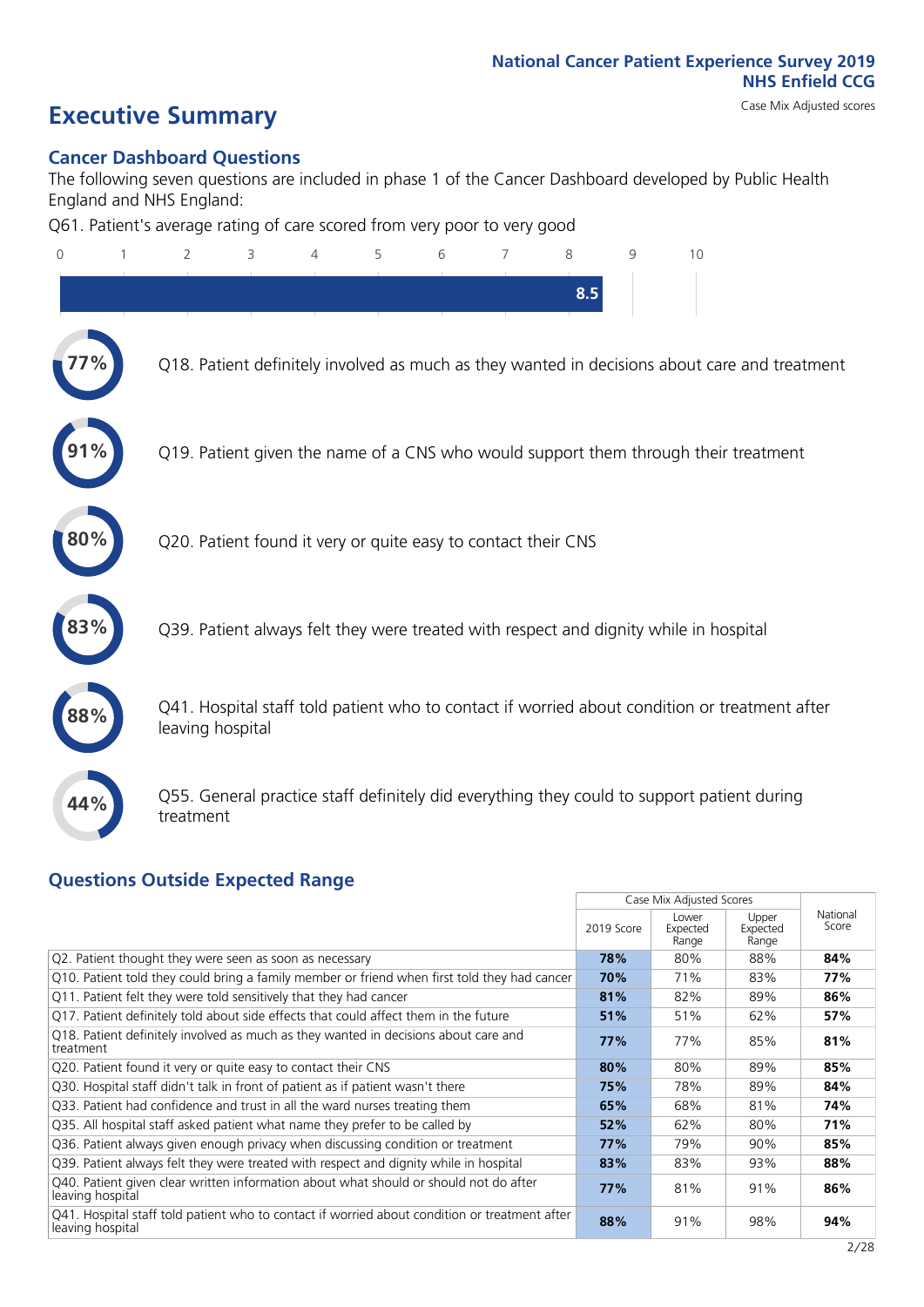National Cancer Patient Experience Survey 2019
NHS Enfield CCG
Case Mix Adjusted scores

# Executive Summary

## Cancer Dashboard Questions

The following seven questions are included in phase 1 of the Cancer Dashboard developed by Public Health England and NHS England:

Q61. Patient's average rating of care scored from very poor to very good

0 1 2 3 4 5 6 7 8 9 10

8.5

77% Q18. Patient definitely involved as much as they wanted in decisions about care and treatment

91% Q19. Patient given the name of a CNS who would support them through their treatment

80% Q20. Patient found it very or quite easy to contact their CNS

83% Q39. Patient always felt they were treated with respect and dignity while in hospital

88% Q41. Hospital staff told patient who to contact if worried about condition or treatment after leaving hospital

44% Q55. General practice staff definitely did everything they could to support patient during treatment

## Questions Outside Expected Range

| | Case Mix Adjusted Scores | | | |
|---|---|---|---|---|
| | 2019 Score | Lower Expected Range | Upper Expected Range | National Score |
| Q2. Patient thought they were seen as soon as necessary | **78%** | 80% | 88% | **84%** |
| Q10. Patient told they could bring a family member or friend when first told they had cancer | **70%** | 71% | 83% | **77%** |
| Q11. Patient felt they were told sensitively that they had cancer | **81%** | 82% | 89% | **86%** |
| Q17. Patient definitely told about side effects that could affect them in the future | **51%** | 51% | 62% | **57%** |
| Q18. Patient definitely involved as much as they wanted in decisions about care and treatment | **77%** | 77% | 85% | **81%** |
| Q20. Patient found it very or quite easy to contact their CNS | **80%** | 80% | 89% | **85%** |
| Q30. Hospital staff didn't talk in front of patient as if patient wasn't there | **75%** | 78% | 89% | **84%** |
| Q33. Patient had confidence and trust in all the ward nurses treating them | **65%** | 68% | 81% | **74%** |
| Q35. All hospital staff asked patient what name they prefer to be called by | **52%** | 62% | 80% | **71%** |
| Q36. Patient always given enough privacy when discussing condition or treatment | **77%** | 79% | 90% | **85%** |
| Q39. Patient always felt they were treated with respect and dignity while in hospital | **83%** | 83% | 93% | **88%** |
| Q40. Patient given clear written information about what should or should not do after leaving hospital | **77%** | 81% | 91% | **86%** |
| Q41. Hospital staff told patient who to contact if worried about condition or treatment after leaving hospital | **88%** | 91% | 98% | **94%** |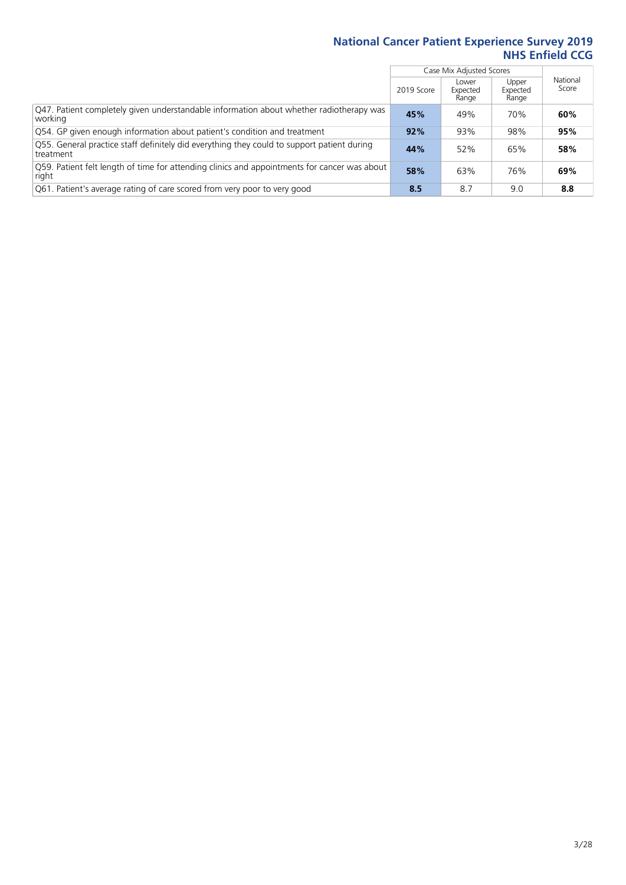## National Cancer Patient Experience Survey 2019
## NHS Enfield CCG

| | Case Mix Adjusted Scores | | | National Score |
|---|---|---|---|---|
| | 2019 Score | Lower Expected Range | Upper Expected Range | |
| Q47. Patient completely given understandable information about whether radiotherapy was working | **45%** | 49% | 70% | **60%** |
| Q54. GP given enough information about patient's condition and treatment | **92%** | 93% | 98% | **95%** |
| Q55. General practice staff definitely did everything they could to support patient during treatment | **44%** | 52% | 65% | **58%** |
| Q59. Patient felt length of time for attending clinics and appointments for cancer was about right | **58%** | 63% | 76% | **69%** |
| Q61. Patient's average rating of care scored from very poor to very good | **8.5** | 8.7 | 9.0 | **8.8** |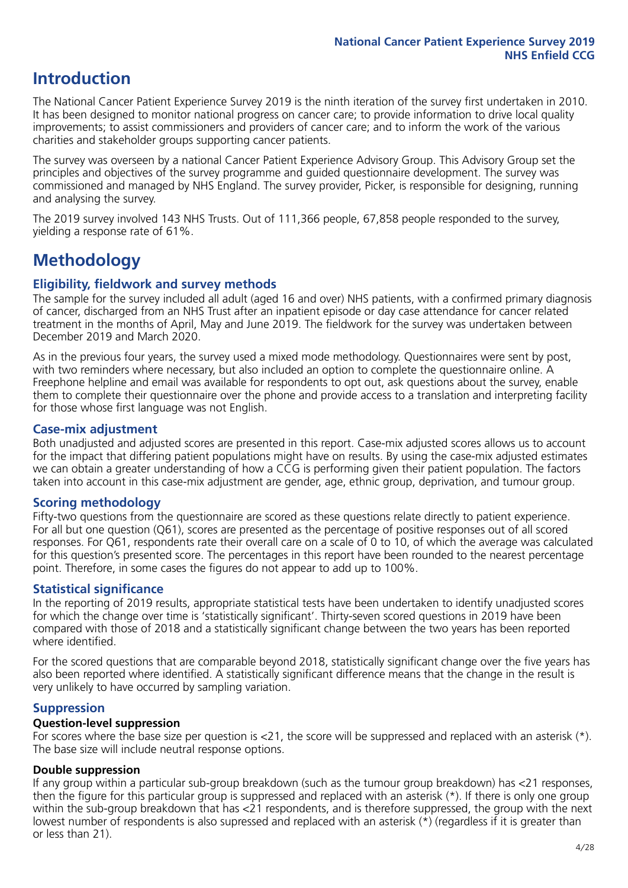# Introduction

The National Cancer Patient Experience Survey 2019 is the ninth iteration of the survey first undertaken in 2010. It has been designed to monitor national progress on cancer care; to provide information to drive local quality improvements; to assist commissioners and providers of cancer care; and to inform the work of the various charities and stakeholder groups supporting cancer patients.

The survey was overseen by a national Cancer Patient Experience Advisory Group. This Advisory Group set the principles and objectives of the survey programme and guided questionnaire development. The survey was commissioned and managed by NHS England. The survey provider, Picker, is responsible for designing, running and analysing the survey.

The 2019 survey involved 143 NHS Trusts. Out of 111,366 people, 67,858 people responded to the survey, yielding a response rate of 61%.

# Methodology

## Eligibility, fieldwork and survey methods

The sample for the survey included all adult (aged 16 and over) NHS patients, with a confirmed primary diagnosis of cancer, discharged from an NHS Trust after an inpatient episode or day case attendance for cancer related treatment in the months of April, May and June 2019. The fieldwork for the survey was undertaken between December 2019 and March 2020.

As in the previous four years, the survey used a mixed mode methodology. Questionnaires were sent by post, with two reminders where necessary, but also included an option to complete the questionnaire online. A Freephone helpline and email was available for respondents to opt out, ask questions about the survey, enable them to complete their questionnaire over the phone and provide access to a translation and interpreting facility for those whose first language was not English.

## Case-mix adjustment

Both unadjusted and adjusted scores are presented in this report. Case-mix adjusted scores allows us to account for the impact that differing patient populations might have on results. By using the case-mix adjusted estimates we can obtain a greater understanding of how a CCG is performing given their patient population. The factors taken into account in this case-mix adjustment are gender, age, ethnic group, deprivation, and tumour group.

## Scoring methodology

Fifty-two questions from the questionnaire are scored as these questions relate directly to patient experience. For all but one question (Q61), scores are presented as the percentage of positive responses out of all scored responses. For Q61, respondents rate their overall care on a scale of 0 to 10, of which the average was calculated for this question's presented score. The percentages in this report have been rounded to the nearest percentage point. Therefore, in some cases the figures do not appear to add up to 100%.

## Statistical significance

In the reporting of 2019 results, appropriate statistical tests have been undertaken to identify unadjusted scores for which the change over time is 'statistically significant'. Thirty-seven scored questions in 2019 have been compared with those of 2018 and a statistically significant change between the two years has been reported where identified.

For the scored questions that are comparable beyond 2018, statistically significant change over the five years has also been reported where identified. A statistically significant difference means that the change in the result is very unlikely to have occurred by sampling variation.

## Suppression

### Question-level suppression

For scores where the base size per question is <21, the score will be suppressed and replaced with an asterisk (*). The base size will include neutral response options.

### Double suppression

If any group within a particular sub-group breakdown (such as the tumour group breakdown) has <21 responses, then the figure for this particular group is suppressed and replaced with an asterisk (*). If there is only one group within the sub-group breakdown that has <21 respondents, and is therefore suppressed, the group with the next lowest number of respondents is also supressed and replaced with an asterisk (*) (regardless if it is greater than or less than 21).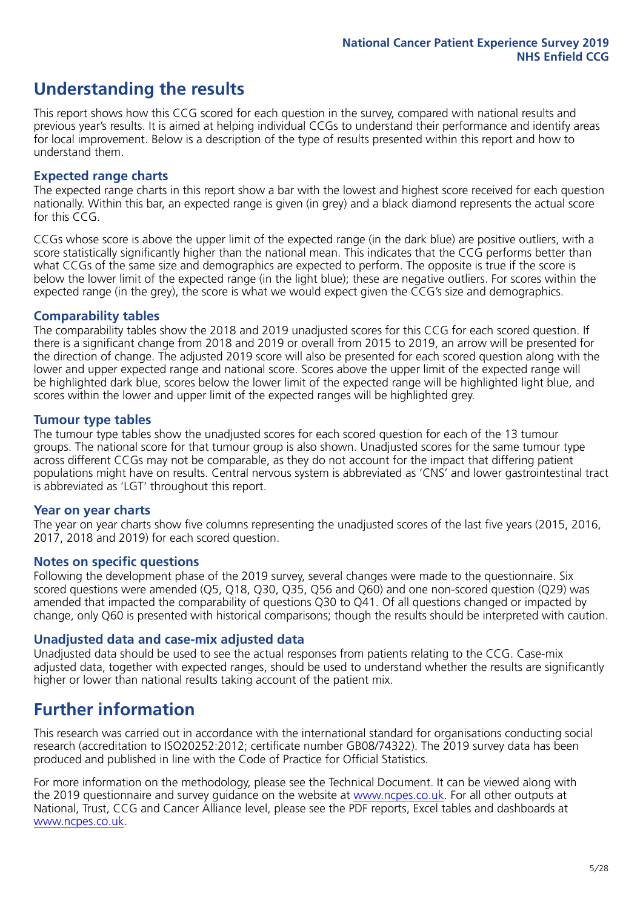# Understanding the results

This report shows how this CCG scored for each question in the survey, compared with national results and previous year's results. It is aimed at helping individual CCGs to understand their performance and identify areas for local improvement. Below is a description of the type of results presented within this report and how to understand them.

## Expected range charts

The expected range charts in this report show a bar with the lowest and highest score received for each question nationally. Within this bar, an expected range is given (in grey) and a black diamond represents the actual score for this CCG.

CCGs whose score is above the upper limit of the expected range (in the dark blue) are positive outliers, with a score statistically significantly higher than the national mean. This indicates that the CCG performs better than what CCGs of the same size and demographics are expected to perform. The opposite is true if the score is below the lower limit of the expected range (in the light blue); these are negative outliers. For scores within the expected range (in the grey), the score is what we would expect given the CCG's size and demographics.

## Comparability tables

The comparability tables show the 2018 and 2019 unadjusted scores for this CCG for each scored question. If there is a significant change from 2018 and 2019 or overall from 2015 to 2019, an arrow will be presented for the direction of change. The adjusted 2019 score will also be presented for each scored question along with the lower and upper expected range and national score. Scores above the upper limit of the expected range will be highlighted dark blue, scores below the lower limit of the expected range will be highlighted light blue, and scores within the lower and upper limit of the expected ranges will be highlighted grey.

## Tumour type tables

The tumour type tables show the unadjusted scores for each scored question for each of the 13 tumour groups. The national score for that tumour group is also shown. Unadjusted scores for the same tumour type across different CCGs may not be comparable, as they do not account for the impact that differing patient populations might have on results. Central nervous system is abbreviated as 'CNS' and lower gastrointestinal tract is abbreviated as 'LGT' throughout this report.

## Year on year charts

The year on year charts show five columns representing the unadjusted scores of the last five years (2015, 2016, 2017, 2018 and 2019) for each scored question.

## Notes on specific questions

Following the development phase of the 2019 survey, several changes were made to the questionnaire. Six scored questions were amended (Q5, Q18, Q30, Q35, Q56 and Q60) and one non-scored question (Q29) was amended that impacted the comparability of questions Q30 to Q41. Of all questions changed or impacted by change, only Q60 is presented with historical comparisons; though the results should be interpreted with caution.

## Unadjusted data and case-mix adjusted data

Unadjusted data should be used to see the actual responses from patients relating to the CCG. Case-mix adjusted data, together with expected ranges, should be used to understand whether the results are significantly higher or lower than national results taking account of the patient mix.

# Further information

This research was carried out in accordance with the international standard for organisations conducting social research (accreditation to ISO20252:2012; certificate number GB08/74322). The 2019 survey data has been produced and published in line with the Code of Practice for Official Statistics.

For more information on the methodology, please see the Technical Document. It can be viewed along with the 2019 questionnaire and survey guidance on the website at www.ncpes.co.uk. For all other outputs at National, Trust, CCG and Cancer Alliance level, please see the PDF reports, Excel tables and dashboards at www.ncpes.co.uk.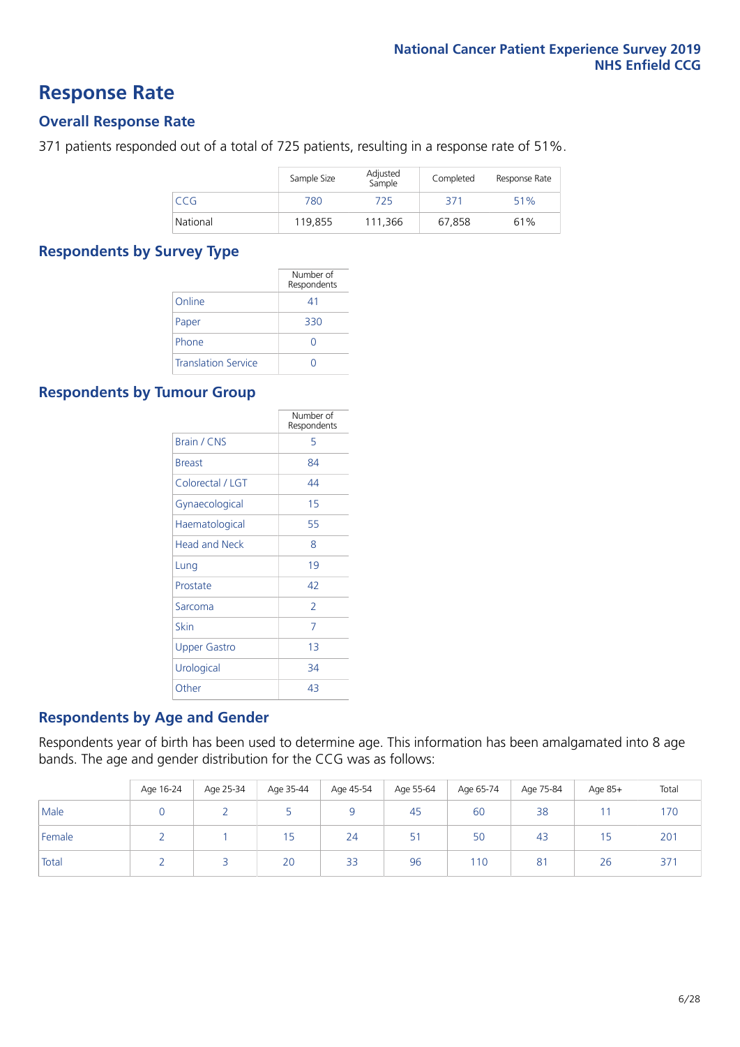## Response Rate

### Overall Response Rate

371 patients responded out of a total of 725 patients, resulting in a response rate of 51%.

| | Sample Size | Adjusted Sample | Completed | Response Rate |
|---|---|---|---|---|
| CCG | 780 | 725 | 371 | 51% |
| National | 119,855 | 111,366 | 67,858 | 61% |

### Respondents by Survey Type

| | Number of Respondents |
|---|---|
| Online | 41 |
| Paper | 330 |
| Phone | 0 |
| Translation Service | 0 |

### Respondents by Tumour Group

| | Number of Respondents |
|---|---|
| Brain / CNS | 5 |
| Breast | 84 |
| Colorectal / LGT | 44 |
| Gynaecological | 15 |
| Haematological | 55 |
| Head and Neck | 8 |
| Lung | 19 |
| Prostate | 42 |
| Sarcoma | 2 |
| Skin | 7 |
| Upper Gastro | 13 |
| Urological | 34 |
| Other | 43 |

### Respondents by Age and Gender

Respondents year of birth has been used to determine age. This information has been amalgamated into 8 age bands. The age and gender distribution for the CCG was as follows:

| | Age 16-24 | Age 25-34 | Age 35-44 | Age 45-54 | Age 55-64 | Age 65-74 | Age 75-84 | Age 85+ | Total |
|---|---|---|---|---|---|---|---|---|---|
| Male | 0 | 2 | 5 | 9 | 45 | 60 | 38 | 11 | 170 |
| Female | 2 | 1 | 15 | 24 | 51 | 50 | 43 | 15 | 201 |
| Total | 2 | 3 | 20 | 33 | 96 | 110 | 81 | 26 | 371 |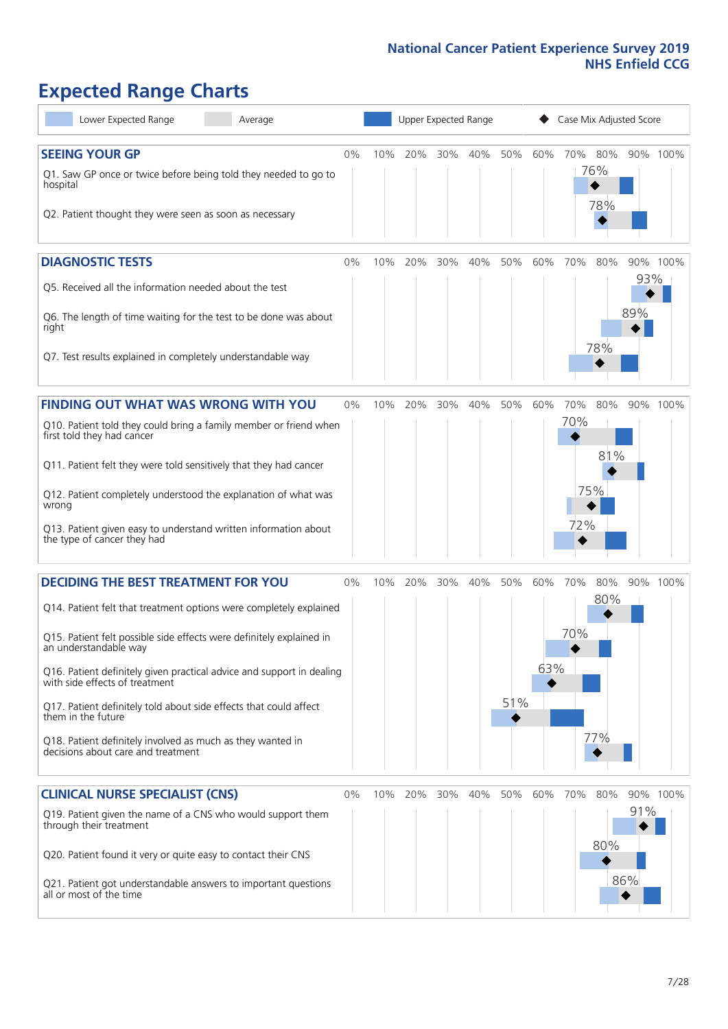# Expected Range Charts

Lower Expected Range | Average | Upper Expected Range | Case Mix Adjusted Score

0% 10% 20% 30% 40% 50% 60% 70% 80% 90% 100%

## SEEING YOUR GP

Q1. Saw GP once or twice before being told they needed to go to hospital
76%

Q2. Patient thought they were seen as soon as necessary
78%

## DIAGNOSTIC TESTS

Q5. Received all the information needed about the test
93%

Q6. The length of time waiting for the test to be done was about right
89%

Q7. Test results explained in completely understandable way
78%

## FINDING OUT WHAT WAS WRONG WITH YOU

Q10. Patient told they could bring a family member or friend when first told they had cancer
70%

Q11. Patient felt they were told sensitively that they had cancer
81%

Q12. Patient completely understood the explanation of what was wrong
75%

Q13. Patient given easy to understand written information about the type of cancer they had
72%

## DECIDING THE BEST TREATMENT FOR YOU

Q14. Patient felt that treatment options were completely explained
80%

Q15. Patient felt possible side effects were definitely explained in an understandable way
70%

Q16. Patient definitely given practical advice and support in dealing with side effects of treatment
63%

Q17. Patient definitely told about side effects that could affect them in the future
51%

Q18. Patient definitely involved as much as they wanted in decisions about care and treatment
77%

## CLINICAL NURSE SPECIALIST (CNS)

Q19. Patient given the name of a CNS who would support them through their treatment
91%

Q20. Patient found it very or quite easy to contact their CNS
80%

Q21. Patient got understandable answers to important questions all or most of the time
86%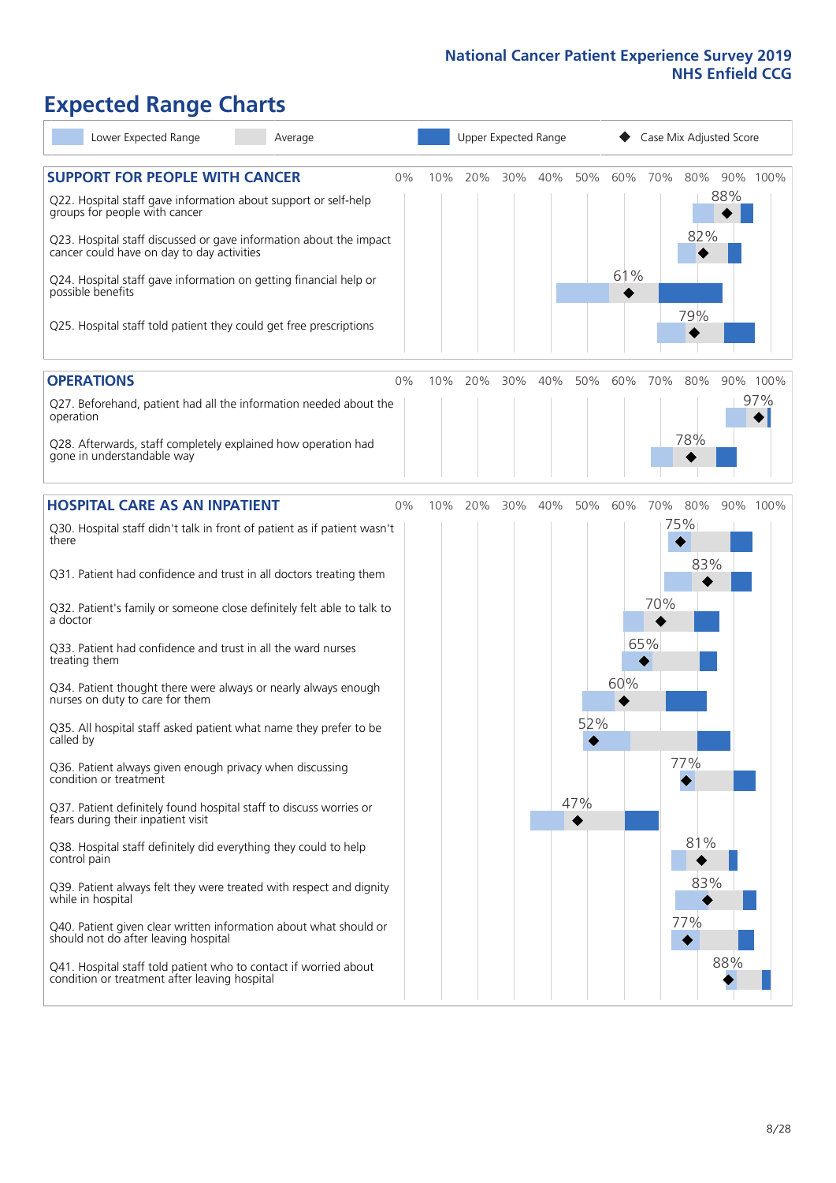National Cancer Patient Experience Survey 2019
NHS Enfield CCG

# Expected Range Charts

Lower Expected Range | Average | Upper Expected Range | Case Mix Adjusted Score

## SUPPORT FOR PEOPLE WITH CANCER

0% 10% 20% 30% 40% 50% 60% 70% 80% 90% 100%

Q22. Hospital staff gave information about support or self-help groups for people with cancer
88%

Q23. Hospital staff discussed or gave information about the impact cancer could have on day to day activities
82%

Q24. Hospital staff gave information on getting financial help or possible benefits
61%

Q25. Hospital staff told patient they could get free prescriptions
79%

## OPERATIONS

0% 10% 20% 30% 40% 50% 60% 70% 80% 90% 100%

Q27. Beforehand, patient had all the information needed about the operation
97%

Q28. Afterwards, staff completely explained how operation had gone in understandable way
78%

## HOSPITAL CARE AS AN INPATIENT

0% 10% 20% 30% 40% 50% 60% 70% 80% 90% 100%

Q30. Hospital staff didn't talk in front of patient as if patient wasn't there
75%

Q31. Patient had confidence and trust in all doctors treating them
83%

Q32. Patient's family or someone close definitely felt able to talk to a doctor
70%

Q33. Patient had confidence and trust in all the ward nurses treating them
65%

Q34. Patient thought there were always or nearly always enough nurses on duty to care for them
60%

Q35. All hospital staff asked patient what name they prefer to be called by
52%

Q36. Patient always given enough privacy when discussing condition or treatment
77%

Q37. Patient definitely found hospital staff to discuss worries or fears during their inpatient visit
47%

Q38. Hospital staff definitely did everything they could to help control pain
81%

Q39. Patient always felt they were treated with respect and dignity while in hospital
83%

Q40. Patient given clear written information about what should or should not do after leaving hospital
77%

Q41. Hospital staff told patient who to contact if worried about condition or treatment after leaving hospital
88%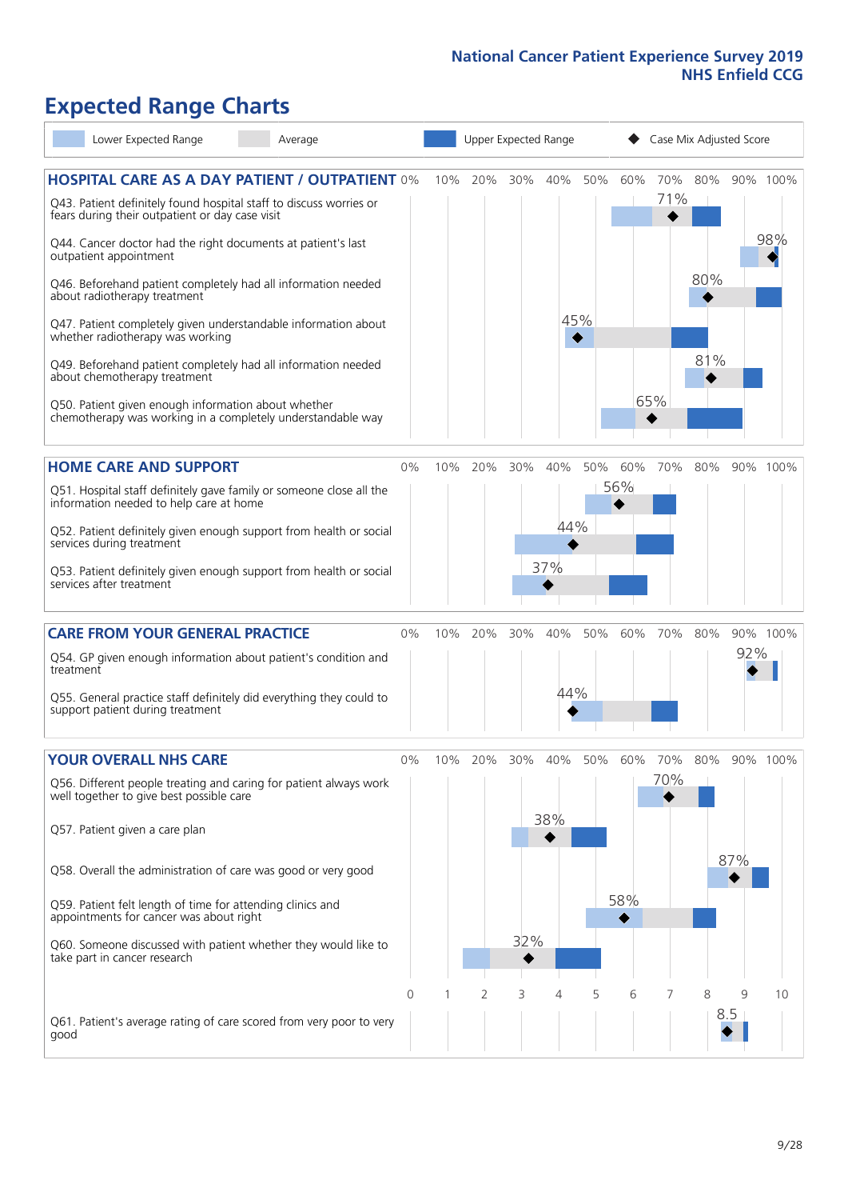National Cancer Patient Experience Survey 2019
NHS Enfield CCG

# Expected Range Charts

Lower Expected Range | Average | Upper Expected Range | Case Mix Adjusted Score

## HOSPITAL CARE AS A DAY PATIENT / OUTPATIENT

0% 10% 20% 30% 40% 50% 60% 70% 80% 90% 100%

Q43. Patient definitely found hospital staff to discuss worries or fears during their outpatient or day case visit — 71%

Q44. Cancer doctor had the right documents at patient's last outpatient appointment — 98%

Q46. Beforehand patient completely had all information needed about radiotherapy treatment — 80%

Q47. Patient completely given understandable information about whether radiotherapy was working — 45%

Q49. Beforehand patient completely had all information needed about chemotherapy treatment — 81%

Q50. Patient given enough information about whether chemotherapy was working in a completely understandable way — 65%

## HOME CARE AND SUPPORT

0% 10% 20% 30% 40% 50% 60% 70% 80% 90% 100%

Q51. Hospital staff definitely gave family or someone close all the information needed to help care at home — 56%

Q52. Patient definitely given enough support from health or social services during treatment — 44%

Q53. Patient definitely given enough support from health or social services after treatment — 37%

## CARE FROM YOUR GENERAL PRACTICE

0% 10% 20% 30% 40% 50% 60% 70% 80% 90% 100%

Q54. GP given enough information about patient's condition and treatment — 92%

Q55. General practice staff definitely did everything they could to support patient during treatment — 44%

## YOUR OVERALL NHS CARE

0% 10% 20% 30% 40% 50% 60% 70% 80% 90% 100%

Q56. Different people treating and caring for patient always work well together to give best possible care — 70%

Q57. Patient given a care plan — 38%

Q58. Overall the administration of care was good or very good — 87%

Q59. Patient felt length of time for attending clinics and appointments for cancer was about right — 58%

Q60. Someone discussed with patient whether they would like to take part in cancer research — 32%

0 1 2 3 4 5 6 7 8 9 10

Q61. Patient's average rating of care scored from very poor to very good — 8.5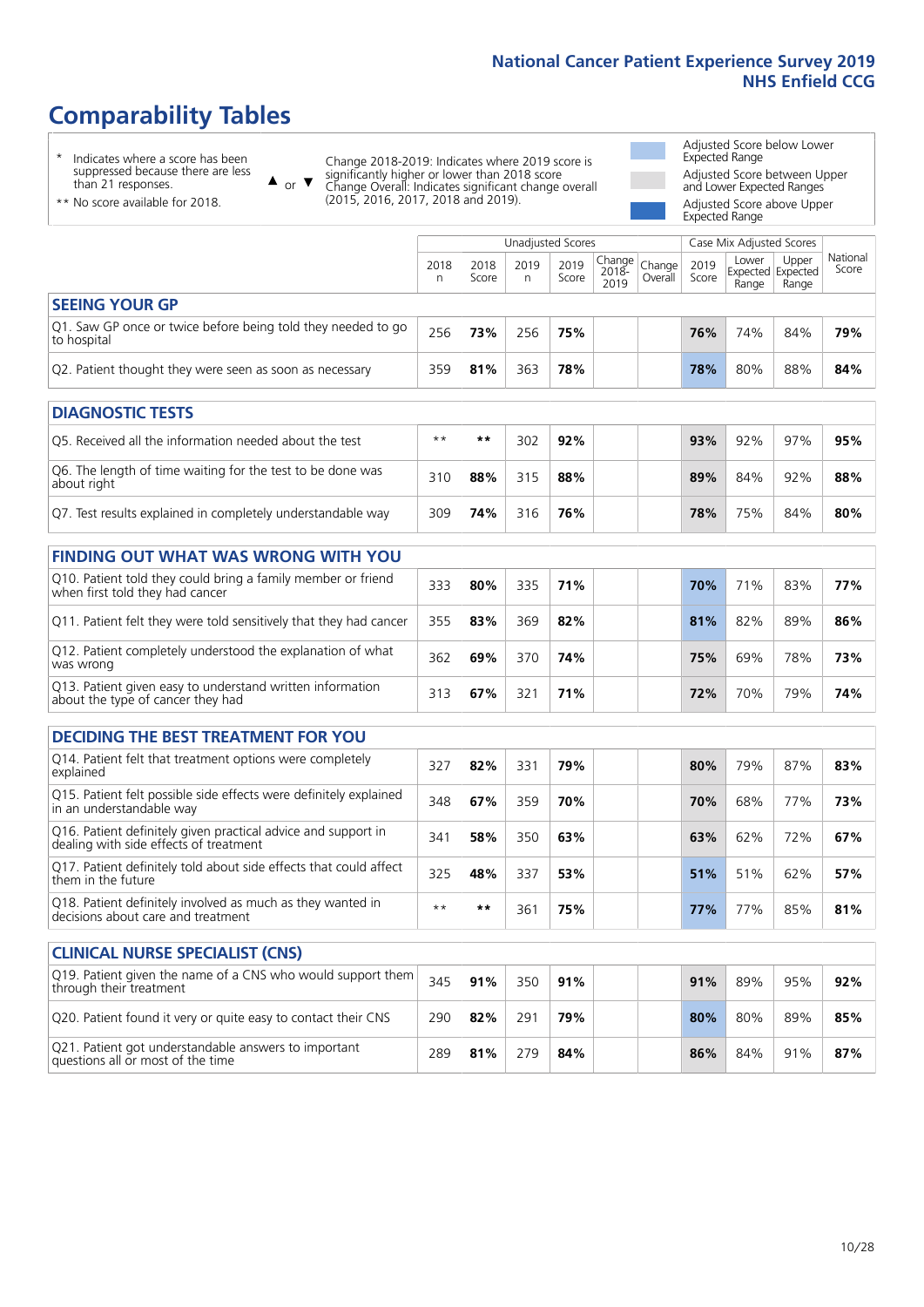# Comparability Tables

\* Indicates where a score has been suppressed because there are less than 21 responses.

\*\* No score available for 2018.

▲ or ▼ Change 2018-2019: Indicates where 2019 score is significantly higher or lower than 2018 score
Change Overall: Indicates significant change overall (2015, 2016, 2017, 2018 and 2019).

Adjusted Score below Lower Expected Range

Adjusted Score between Upper and Lower Expected Ranges

Adjusted Score above Upper Expected Range

| | Unadjusted Scores | | | | | | Case Mix Adjusted Scores | | | |
|---|---|---|---|---|---|---|---|---|---|---|
| | 2018 n | 2018 Score | 2019 n | 2019 Score | Change 2018-2019 | Change Overall | 2019 Score | Lower Expected Range | Upper Expected Range | National Score |
| **SEEING YOUR GP** | | | | | | | | | | |
| Q1. Saw GP once or twice before being told they needed to go to hospital | 256 | **73%** | 256 | **75%** | | | **76%** | 74% | 84% | **79%** |
| Q2. Patient thought they were seen as soon as necessary | 359 | **81%** | 363 | **78%** | | | **78%** | 80% | 88% | **84%** |
| **DIAGNOSTIC TESTS** | | | | | | | | | | |
| Q5. Received all the information needed about the test | ** | ** | 302 | **92%** | | | **93%** | 92% | 97% | **95%** |
| Q6. The length of time waiting for the test to be done was about right | 310 | **88%** | 315 | **88%** | | | **89%** | 84% | 92% | **88%** |
| Q7. Test results explained in completely understandable way | 309 | **74%** | 316 | **76%** | | | **78%** | 75% | 84% | **80%** |
| **FINDING OUT WHAT WAS WRONG WITH YOU** | | | | | | | | | | |
| Q10. Patient told they could bring a family member or friend when first told they had cancer | 333 | **80%** | 335 | **71%** | | | **70%** | 71% | 83% | **77%** |
| Q11. Patient felt they were told sensitively that they had cancer | 355 | **83%** | 369 | **82%** | | | **81%** | 82% | 89% | **86%** |
| Q12. Patient completely understood the explanation of what was wrong | 362 | **69%** | 370 | **74%** | | | **75%** | 69% | 78% | **73%** |
| Q13. Patient given easy to understand written information about the type of cancer they had | 313 | **67%** | 321 | **71%** | | | **72%** | 70% | 79% | **74%** |
| **DECIDING THE BEST TREATMENT FOR YOU** | | | | | | | | | | |
| Q14. Patient felt that treatment options were completely explained | 327 | **82%** | 331 | **79%** | | | **80%** | 79% | 87% | **83%** |
| Q15. Patient felt possible side effects were definitely explained in an understandable way | 348 | **67%** | 359 | **70%** | | | **70%** | 68% | 77% | **73%** |
| Q16. Patient definitely given practical advice and support in dealing with side effects of treatment | 341 | **58%** | 350 | **63%** | | | **63%** | 62% | 72% | **67%** |
| Q17. Patient definitely told about side effects that could affect them in the future | 325 | **48%** | 337 | **53%** | | | **51%** | 51% | 62% | **57%** |
| Q18. Patient definitely involved as much as they wanted in decisions about care and treatment | ** | ** | 361 | **75%** | | | **77%** | 77% | 85% | **81%** |
| **CLINICAL NURSE SPECIALIST (CNS)** | | | | | | | | | | |
| Q19. Patient given the name of a CNS who would support them through their treatment | 345 | **91%** | 350 | **91%** | | | **91%** | 89% | 95% | **92%** |
| Q20. Patient found it very or quite easy to contact their CNS | 290 | **82%** | 291 | **79%** | | | **80%** | 80% | 89% | **85%** |
| Q21. Patient got understandable answers to important questions all or most of the time | 289 | **81%** | 279 | **84%** | | | **86%** | 84% | 91% | **87%** |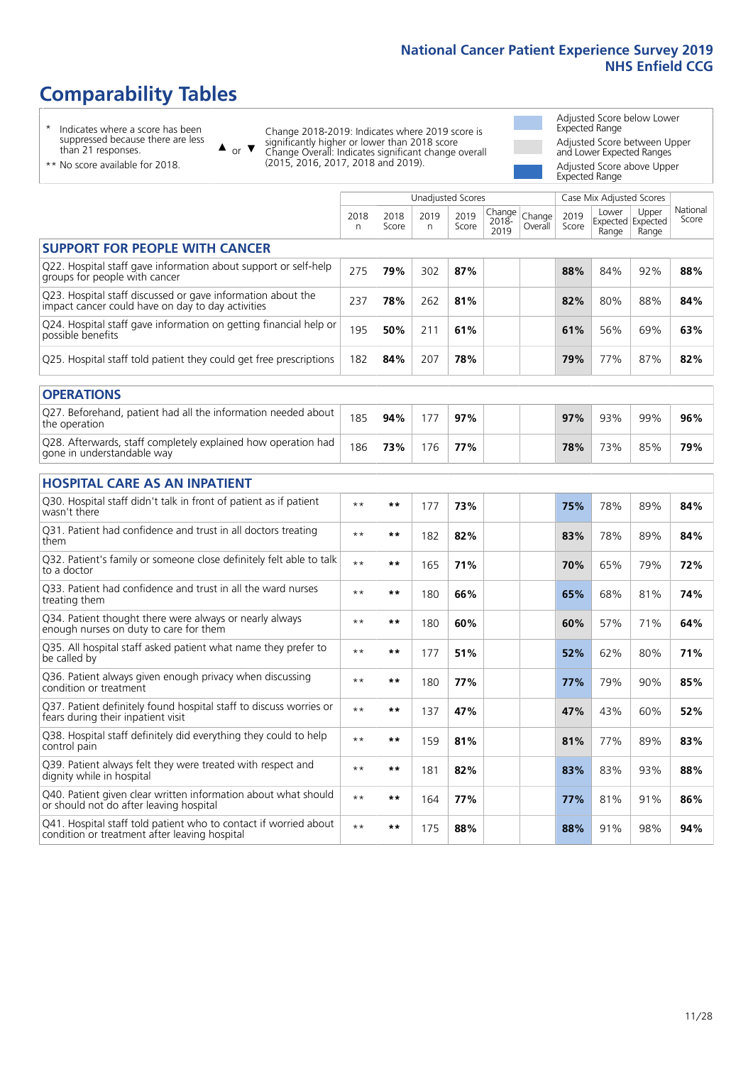# Comparability Tables

- \* Indicates where a score has been suppressed because there are less than 21 responses.
- \*\* No score available for 2018.

▲ or ▼ Change 2018-2019: Indicates where 2019 score is significantly higher or lower than 2018 score. Change Overall: Indicates significant change overall (2015, 2016, 2017, 2018 and 2019).

- Adjusted Score below Lower Expected Range
- Adjusted Score between Upper and Lower Expected Ranges
- Adjusted Score above Upper Expected Range

| | Unadjusted Scores | | | | | | Case Mix Adjusted Scores | | | |
|---|---|---|---|---|---|---|---|---|---|---|
| | 2018 n | 2018 Score | 2019 n | 2019 Score | Change 2018-2019 | Change Overall | 2019 Score | Lower Expected Range | Upper Expected Range | National Score |
| **SUPPORT FOR PEOPLE WITH CANCER** | | | | | | | | | | |
| Q22. Hospital staff gave information about support or self-help groups for people with cancer | 275 | **79%** | 302 | **87%** | | | **88%** | 84% | 92% | **88%** |
| Q23. Hospital staff discussed or gave information about the impact cancer could have on day to day activities | 237 | **78%** | 262 | **81%** | | | **82%** | 80% | 88% | **84%** |
| Q24. Hospital staff gave information on getting financial help or possible benefits | 195 | **50%** | 211 | **61%** | | | **61%** | 56% | 69% | **63%** |
| Q25. Hospital staff told patient they could get free prescriptions | 182 | **84%** | 207 | **78%** | | | **79%** | 77% | 87% | **82%** |
| **OPERATIONS** | | | | | | | | | | |
| Q27. Beforehand, patient had all the information needed about the operation | 185 | **94%** | 177 | **97%** | | | **97%** | 93% | 99% | **96%** |
| Q28. Afterwards, staff completely explained how operation had gone in understandable way | 186 | **73%** | 176 | **77%** | | | **78%** | 73% | 85% | **79%** |
| **HOSPITAL CARE AS AN INPATIENT** | | | | | | | | | | |
| Q30. Hospital staff didn't talk in front of patient as if patient wasn't there | ** | ** | 177 | **73%** | | | **75%** | 78% | 89% | **84%** |
| Q31. Patient had confidence and trust in all doctors treating them | ** | ** | 182 | **82%** | | | **83%** | 78% | 89% | **84%** |
| Q32. Patient's family or someone close definitely felt able to talk to a doctor | ** | ** | 165 | **71%** | | | **70%** | 65% | 79% | **72%** |
| Q33. Patient had confidence and trust in all the ward nurses treating them | ** | ** | 180 | **66%** | | | **65%** | 68% | 81% | **74%** |
| Q34. Patient thought there were always or nearly always enough nurses on duty to care for them | ** | ** | 180 | **60%** | | | **60%** | 57% | 71% | **64%** |
| Q35. All hospital staff asked patient what name they prefer to be called by | ** | ** | 177 | **51%** | | | **52%** | 62% | 80% | **71%** |
| Q36. Patient always given enough privacy when discussing condition or treatment | ** | ** | 180 | **77%** | | | **77%** | 79% | 90% | **85%** |
| Q37. Patient definitely found hospital staff to discuss worries or fears during their inpatient visit | ** | ** | 137 | **47%** | | | **47%** | 43% | 60% | **52%** |
| Q38. Hospital staff definitely did everything they could to help control pain | ** | ** | 159 | **81%** | | | **81%** | 77% | 89% | **83%** |
| Q39. Patient always felt they were treated with respect and dignity while in hospital | ** | ** | 181 | **82%** | | | **83%** | 83% | 93% | **88%** |
| Q40. Patient given clear written information about what should or should not do after leaving hospital | ** | ** | 164 | **77%** | | | **77%** | 81% | 91% | **86%** |
| Q41. Hospital staff told patient who to contact if worried about condition or treatment after leaving hospital | ** | ** | 175 | **88%** | | | **88%** | 91% | 98% | **94%** |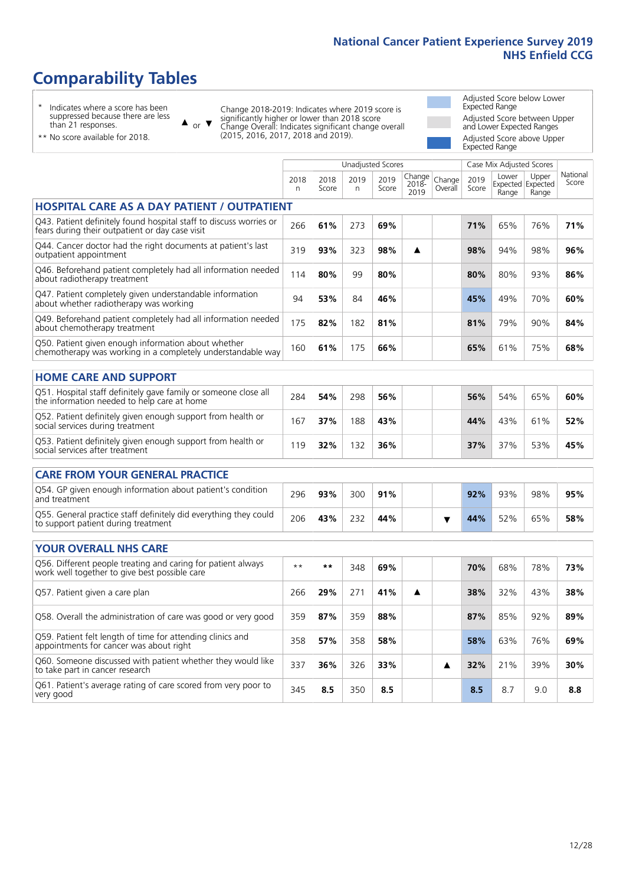# Comparability Tables

\* Indicates where a score has been suppressed because there are less than 21 responses.

\*\* No score available for 2018.

▲ or ▼ Change 2018-2019: Indicates where 2019 score is significantly higher or lower than 2018 score. Change Overall: Indicates significant change overall (2015, 2016, 2017, 2018 and 2019).

Adjusted Score below Lower Expected Range

Adjusted Score between Upper and Lower Expected Ranges

Adjusted Score above Upper Expected Range

| | Unadjusted Scores | | | | | | Case Mix Adjusted Scores | | | |
|---|---|---|---|---|---|---|---|---|---|---|
| | 2018 n | 2018 Score | 2019 n | 2019 Score | Change 2018-2019 | Change Overall | 2019 Score | Lower Expected Range | Upper Expected Range | National Score |
| **HOSPITAL CARE AS A DAY PATIENT / OUTPATIENT** | | | | | | | | | | |
| Q43. Patient definitely found hospital staff to discuss worries or fears during their outpatient or day case visit | 266 | **61%** | 273 | **69%** | | | **71%** | 65% | 76% | **71%** |
| Q44. Cancer doctor had the right documents at patient's last outpatient appointment | 319 | **93%** | 323 | **98%** | ▲ | | **98%** | 94% | 98% | **96%** |
| Q46. Beforehand patient completely had all information needed about radiotherapy treatment | 114 | **80%** | 99 | **80%** | | | **80%** | 80% | 93% | **86%** |
| Q47. Patient completely given understandable information about whether radiotherapy was working | 94 | **53%** | 84 | **46%** | | | **45%** | 49% | 70% | **60%** |
| Q49. Beforehand patient completely had all information needed about chemotherapy treatment | 175 | **82%** | 182 | **81%** | | | **81%** | 79% | 90% | **84%** |
| Q50. Patient given enough information about whether chemotherapy was working in a completely understandable way | 160 | **61%** | 175 | **66%** | | | **65%** | 61% | 75% | **68%** |
| **HOME CARE AND SUPPORT** | | | | | | | | | | |
| Q51. Hospital staff definitely gave family or someone close all the information needed to help care at home | 284 | **54%** | 298 | **56%** | | | **56%** | 54% | 65% | **60%** |
| Q52. Patient definitely given enough support from health or social services during treatment | 167 | **37%** | 188 | **43%** | | | **44%** | 43% | 61% | **52%** |
| Q53. Patient definitely given enough support from health or social services after treatment | 119 | **32%** | 132 | **36%** | | | **37%** | 37% | 53% | **45%** |
| **CARE FROM YOUR GENERAL PRACTICE** | | | | | | | | | | |
| Q54. GP given enough information about patient's condition and treatment | 296 | **93%** | 300 | **91%** | | | **92%** | 93% | 98% | **95%** |
| Q55. General practice staff definitely did everything they could to support patient during treatment | 206 | **43%** | 232 | **44%** | | ▼ | **44%** | 52% | 65% | **58%** |
| **YOUR OVERALL NHS CARE** | | | | | | | | | | |
| Q56. Different people treating and caring for patient always work well together to give best possible care | ** | ** | 348 | **69%** | | | **70%** | 68% | 78% | **73%** |
| Q57. Patient given a care plan | 266 | **29%** | 271 | **41%** | ▲ | | **38%** | 32% | 43% | **38%** |
| Q58. Overall the administration of care was good or very good | 359 | **87%** | 359 | **88%** | | | **87%** | 85% | 92% | **89%** |
| Q59. Patient felt length of time for attending clinics and appointments for cancer was about right | 358 | **57%** | 358 | **58%** | | | **58%** | 63% | 76% | **69%** |
| Q60. Someone discussed with patient whether they would like to take part in cancer research | 337 | **36%** | 326 | **33%** | | ▲ | **32%** | 21% | 39% | **30%** |
| Q61. Patient's average rating of care scored from very poor to very good | 345 | **8.5** | 350 | **8.5** | | | **8.5** | 8.7 | 9.0 | **8.8** |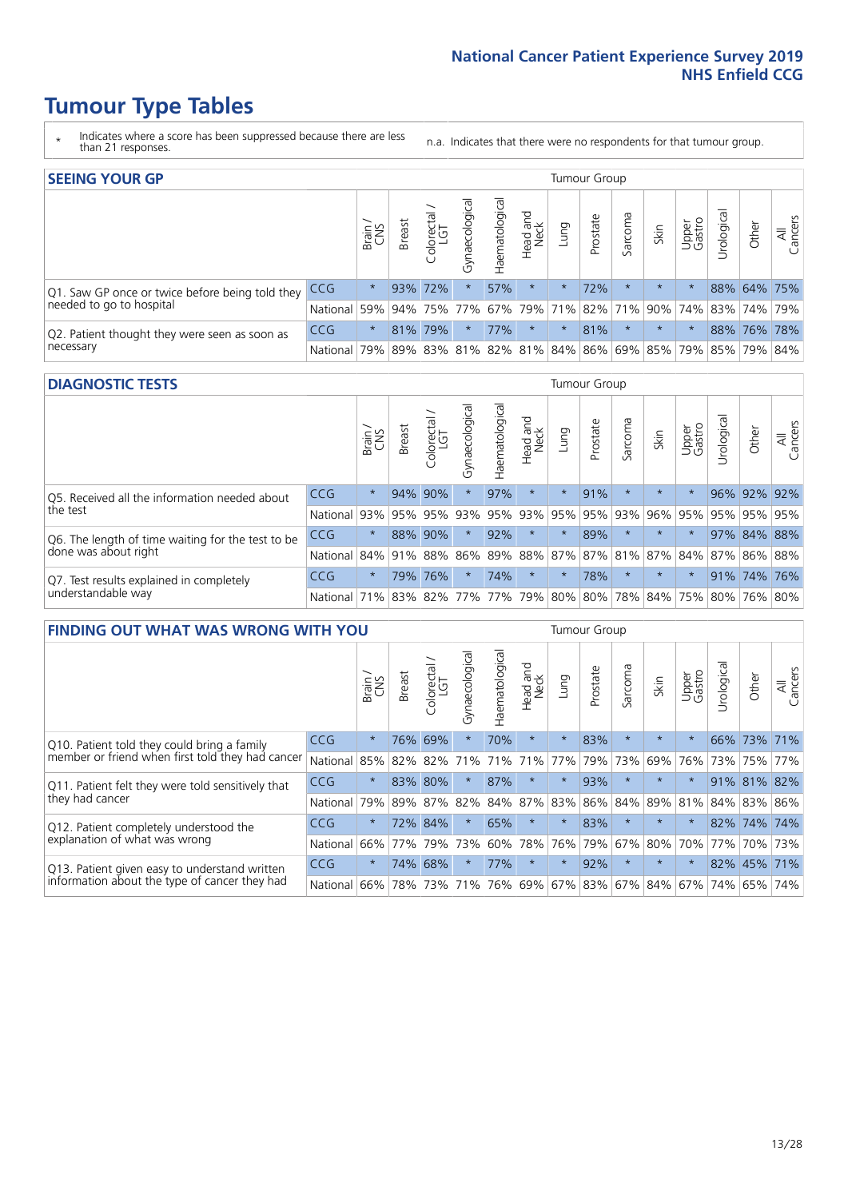# Tumour Type Tables

\* Indicates where a score has been suppressed because there are less than 21 responses.

n.a. Indicates that there were no respondents for that tumour group.

## SEEING YOUR GP

| | | Brain / CNS | Breast | Colorectal / LGT | Gynaecological | Haematological | Head and Neck | Lung | Prostate | Sarcoma | Skin | Upper Gastro | Urological | Other | All Cancers |
|---|---|---|---|---|---|---|---|---|---|---|---|---|---|---|---|
| Q1. Saw GP once or twice before being told they needed to go to hospital | CCG | * | 93% | 72% | * | 57% | * | * | 72% | * | * | * | 88% | 64% | 75% |
| | National | 59% | 94% | 75% | 77% | 67% | 79% | 71% | 82% | 71% | 90% | 74% | 83% | 74% | 79% |
| Q2. Patient thought they were seen as soon as necessary | CCG | * | 81% | 79% | * | 77% | * | * | 81% | * | * | * | 88% | 76% | 78% |
| | National | 79% | 89% | 83% | 81% | 82% | 81% | 84% | 86% | 69% | 85% | 79% | 85% | 79% | 84% |

## DIAGNOSTIC TESTS

| | | Brain / CNS | Breast | Colorectal / LGT | Gynaecological | Haematological | Head and Neck | Lung | Prostate | Sarcoma | Skin | Upper Gastro | Urological | Other | All Cancers |
|---|---|---|---|---|---|---|---|---|---|---|---|---|---|---|---|
| Q5. Received all the information needed about the test | CCG | * | 94% | 90% | * | 97% | * | * | 91% | * | * | * | 96% | 92% | 92% |
| | National | 93% | 95% | 95% | 93% | 95% | 93% | 95% | 95% | 93% | 96% | 95% | 95% | 95% | 95% |
| Q6. The length of time waiting for the test to be done was about right | CCG | * | 88% | 90% | * | 92% | * | * | 89% | * | * | * | 97% | 84% | 88% |
| | National | 84% | 91% | 88% | 86% | 89% | 88% | 87% | 87% | 81% | 87% | 84% | 87% | 86% | 88% |
| Q7. Test results explained in completely understandable way | CCG | * | 79% | 76% | * | 74% | * | * | 78% | * | * | * | 91% | 74% | 76% |
| | National | 71% | 83% | 82% | 77% | 77% | 79% | 80% | 80% | 78% | 84% | 75% | 80% | 76% | 80% |

## FINDING OUT WHAT WAS WRONG WITH YOU

| | | Brain / CNS | Breast | Colorectal / LGT | Gynaecological | Haematological | Head and Neck | Lung | Prostate | Sarcoma | Skin | Upper Gastro | Urological | Other | All Cancers |
|---|---|---|---|---|---|---|---|---|---|---|---|---|---|---|---|
| Q10. Patient told they could bring a family member or friend when first told they had cancer | CCG | * | 76% | 69% | * | 70% | * | * | 83% | * | * | * | 66% | 73% | 71% |
| | National | 85% | 82% | 82% | 71% | 71% | 71% | 77% | 79% | 73% | 69% | 76% | 73% | 75% | 77% |
| Q11. Patient felt they were told sensitively that they had cancer | CCG | * | 83% | 80% | * | 87% | * | * | 93% | * | * | * | 91% | 81% | 82% |
| | National | 79% | 89% | 87% | 82% | 84% | 87% | 83% | 86% | 84% | 89% | 81% | 84% | 83% | 86% |
| Q12. Patient completely understood the explanation of what was wrong | CCG | * | 72% | 84% | * | 65% | * | * | 83% | * | * | * | 82% | 74% | 74% |
| | National | 66% | 77% | 79% | 73% | 60% | 78% | 76% | 79% | 67% | 80% | 70% | 77% | 70% | 73% |
| Q13. Patient given easy to understand written information about the type of cancer they had | CCG | * | 74% | 68% | * | 77% | * | * | 92% | * | * | * | 82% | 45% | 71% |
| | National | 66% | 78% | 73% | 71% | 76% | 69% | 67% | 83% | 67% | 84% | 67% | 74% | 65% | 74% |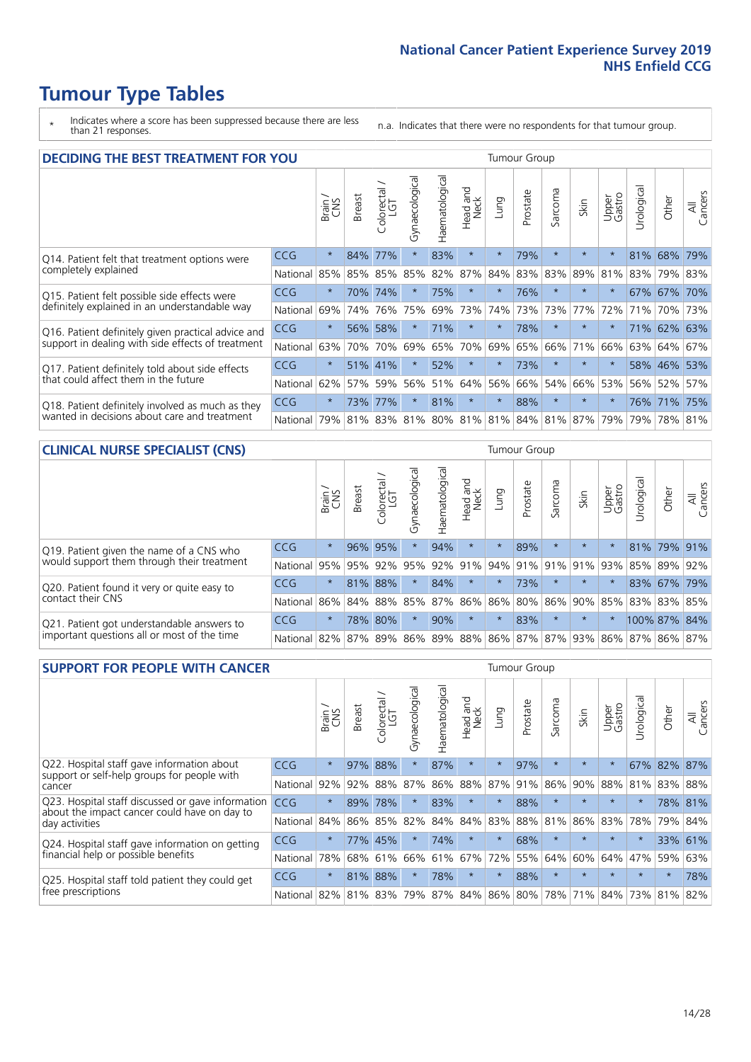# Tumour Type Tables

\* Indicates where a score has been suppressed because there are less than 21 responses.

n.a. Indicates that there were no respondents for that tumour group.

## DECIDING THE BEST TREATMENT FOR YOU

| | | Brain / CNS | Breast | Colorectal / LGT | Gynaecological | Haematological | Head and Neck | Lung | Prostate | Sarcoma | Skin | Upper Gastro | Urological | Other | All Cancers |
|---|---|---|---|---|---|---|---|---|---|---|---|---|---|---|---|
| Q14. Patient felt that treatment options were completely explained | CCG | * | 84% | 77% | * | 83% | * | * | 79% | * | * | * | 81% | 68% | 79% |
| | National | 85% | 85% | 85% | 85% | 82% | 87% | 84% | 83% | 83% | 89% | 81% | 83% | 79% | 83% |
| Q15. Patient felt possible side effects were definitely explained in an understandable way | CCG | * | 70% | 74% | * | 75% | * | * | 76% | * | * | * | 67% | 67% | 70% |
| | National | 69% | 74% | 76% | 75% | 69% | 73% | 74% | 73% | 73% | 77% | 72% | 71% | 70% | 73% |
| Q16. Patient definitely given practical advice and support in dealing with side effects of treatment | CCG | * | 56% | 58% | * | 71% | * | * | 78% | * | * | * | 71% | 62% | 63% |
| | National | 63% | 70% | 70% | 69% | 65% | 70% | 69% | 65% | 66% | 71% | 66% | 63% | 64% | 67% |
| Q17. Patient definitely told about side effects that could affect them in the future | CCG | * | 51% | 41% | * | 52% | * | * | 73% | * | * | * | 58% | 46% | 53% |
| | National | 62% | 57% | 59% | 56% | 51% | 64% | 56% | 66% | 54% | 66% | 53% | 56% | 52% | 57% |
| Q18. Patient definitely involved as much as they wanted in decisions about care and treatment | CCG | * | 73% | 77% | * | 81% | * | * | 88% | * | * | * | 76% | 71% | 75% |
| | National | 79% | 81% | 83% | 81% | 80% | 81% | 81% | 84% | 81% | 87% | 79% | 79% | 78% | 81% |

## CLINICAL NURSE SPECIALIST (CNS)

| | | Brain / CNS | Breast | Colorectal / LGT | Gynaecological | Haematological | Head and Neck | Lung | Prostate | Sarcoma | Skin | Upper Gastro | Urological | Other | All Cancers |
|---|---|---|---|---|---|---|---|---|---|---|---|---|---|---|---|
| Q19. Patient given the name of a CNS who would support them through their treatment | CCG | * | 96% | 95% | * | 94% | * | * | 89% | * | * | * | 81% | 79% | 91% |
| | National | 95% | 95% | 92% | 95% | 92% | 91% | 94% | 91% | 91% | 91% | 93% | 85% | 89% | 92% |
| Q20. Patient found it very or quite easy to contact their CNS | CCG | * | 81% | 88% | * | 84% | * | * | 73% | * | * | * | 83% | 67% | 79% |
| | National | 86% | 84% | 88% | 85% | 87% | 86% | 86% | 80% | 86% | 90% | 85% | 83% | 83% | 85% |
| Q21. Patient got understandable answers to important questions all or most of the time | CCG | * | 78% | 80% | * | 90% | * | * | 83% | * | * | * | 100% | 87% | 84% |
| | National | 82% | 87% | 89% | 86% | 89% | 88% | 86% | 87% | 87% | 93% | 86% | 87% | 86% | 87% |

## SUPPORT FOR PEOPLE WITH CANCER

| | | Brain / CNS | Breast | Colorectal / LGT | Gynaecological | Haematological | Head and Neck | Lung | Prostate | Sarcoma | Skin | Upper Gastro | Urological | Other | All Cancers |
|---|---|---|---|---|---|---|---|---|---|---|---|---|---|---|---|
| Q22. Hospital staff gave information about support or self-help groups for people with cancer | CCG | * | 97% | 88% | * | 87% | * | * | 97% | * | * | * | 67% | 82% | 87% |
| | National | 92% | 92% | 88% | 87% | 86% | 88% | 87% | 91% | 86% | 90% | 88% | 81% | 83% | 88% |
| Q23. Hospital staff discussed or gave information about the impact cancer could have on day to day activities | CCG | * | 89% | 78% | * | 83% | * | * | 88% | * | * | * | * | 78% | 81% |
| | National | 84% | 86% | 85% | 82% | 84% | 84% | 83% | 88% | 81% | 86% | 83% | 78% | 79% | 84% |
| Q24. Hospital staff gave information on getting financial help or possible benefits | CCG | * | 77% | 45% | * | 74% | * | * | 68% | * | * | * | * | 33% | 61% |
| | National | 78% | 68% | 61% | 66% | 61% | 67% | 72% | 55% | 64% | 60% | 64% | 47% | 59% | 63% |
| Q25. Hospital staff told patient they could get free prescriptions | CCG | * | 81% | 88% | * | 78% | * | * | 88% | * | * | * | * | * | 78% |
| | National | 82% | 81% | 83% | 79% | 87% | 84% | 86% | 80% | 78% | 71% | 84% | 73% | 81% | 82% |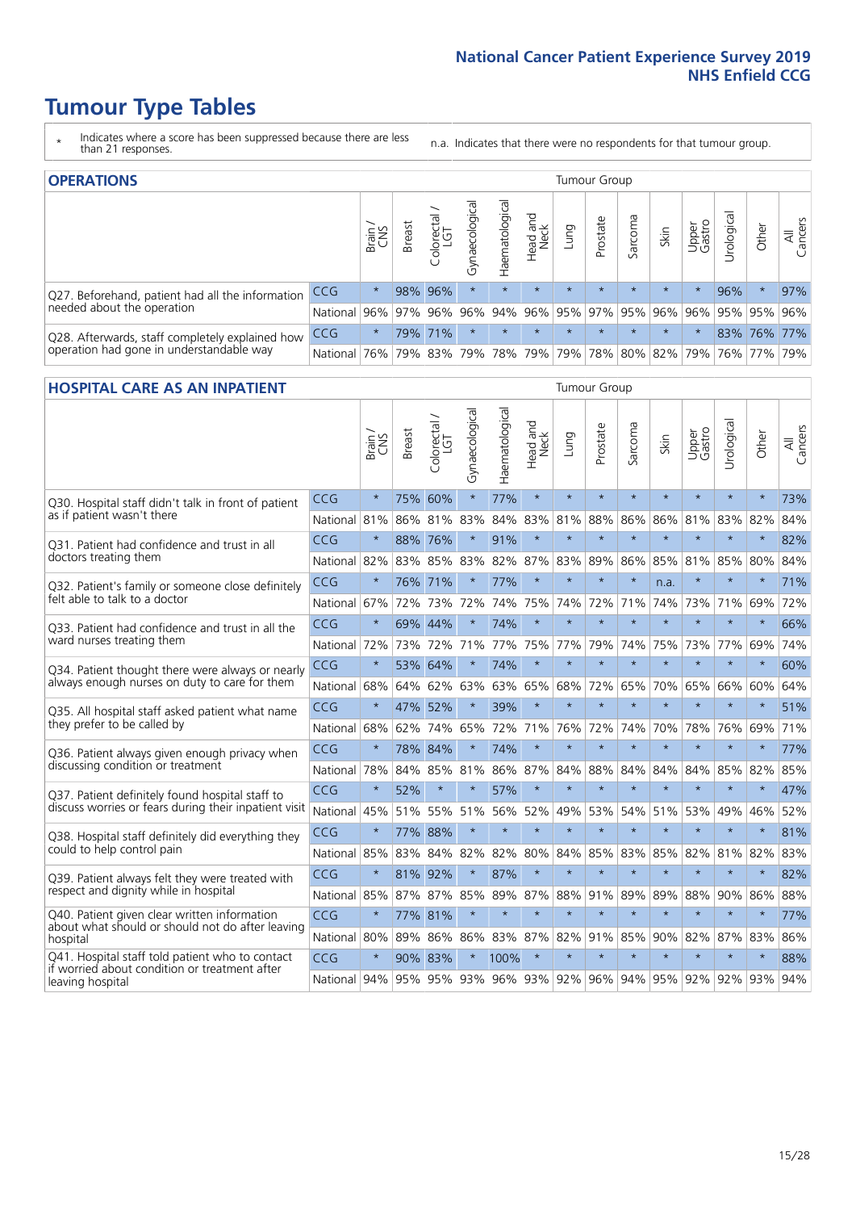# Tumour Type Tables

- \* Indicates where a score has been suppressed because there are less than 21 responses.
- n.a. Indicates that there were no respondents for that tumour group.

## OPERATIONS

| | | Brain / CNS | Breast | Colorectal / LGT | Gynaecological | Haematological | Head and Neck | Lung | Prostate | Sarcoma | Skin | Upper Gastro | Urological | Other | All Cancers |
|---|---|---|---|---|---|---|---|---|---|---|---|---|---|---|---|
| Q27. Beforehand, patient had all the information needed about the operation | CCG | * | 98% | 96% | * | * | * | * | * | * | * | * | 96% | * | 97% |
| | National | 96% | 97% | 96% | 96% | 94% | 96% | 95% | 97% | 95% | 96% | 96% | 95% | 95% | 96% |
| Q28. Afterwards, staff completely explained how operation had gone in understandable way | CCG | * | 79% | 71% | * | * | * | * | * | * | * | * | 83% | 76% | 77% |
| | National | 76% | 79% | 83% | 79% | 78% | 79% | 79% | 78% | 80% | 82% | 79% | 76% | 77% | 79% |

## HOSPITAL CARE AS AN INPATIENT

| | | Brain / CNS | Breast | Colorectal / LGT | Gynaecological | Haematological | Head and Neck | Lung | Prostate | Sarcoma | Skin | Upper Gastro | Urological | Other | All Cancers |
|---|---|---|---|---|---|---|---|---|---|---|---|---|---|---|---|
| Q30. Hospital staff didn't talk in front of patient as if patient wasn't there | CCG | * | 75% | 60% | * | 77% | * | * | * | * | * | * | * | * | 73% |
| | National | 81% | 86% | 81% | 83% | 84% | 83% | 81% | 88% | 86% | 86% | 81% | 83% | 82% | 84% |
| Q31. Patient had confidence and trust in all doctors treating them | CCG | * | 88% | 76% | * | 91% | * | * | * | * | * | * | * | * | 82% |
| | National | 82% | 83% | 85% | 83% | 82% | 87% | 83% | 89% | 86% | 85% | 81% | 85% | 80% | 84% |
| Q32. Patient's family or someone close definitely felt able to talk to a doctor | CCG | * | 76% | 71% | * | 77% | * | * | * | * | n.a. | * | * | * | 71% |
| | National | 67% | 72% | 73% | 72% | 74% | 75% | 74% | 72% | 71% | 74% | 73% | 71% | 69% | 72% |
| Q33. Patient had confidence and trust in all the ward nurses treating them | CCG | * | 69% | 44% | * | 74% | * | * | * | * | * | * | * | * | 66% |
| | National | 72% | 73% | 72% | 71% | 77% | 75% | 77% | 79% | 74% | 75% | 73% | 77% | 69% | 74% |
| Q34. Patient thought there were always or nearly always enough nurses on duty to care for them | CCG | * | 53% | 64% | * | 74% | * | * | * | * | * | * | * | * | 60% |
| | National | 68% | 64% | 62% | 63% | 63% | 65% | 68% | 72% | 65% | 70% | 65% | 66% | 60% | 64% |
| Q35. All hospital staff asked patient what name they prefer to be called by | CCG | * | 47% | 52% | * | 39% | * | * | * | * | * | * | * | * | 51% |
| | National | 68% | 62% | 74% | 65% | 72% | 71% | 76% | 72% | 74% | 70% | 78% | 76% | 69% | 71% |
| Q36. Patient always given enough privacy when discussing condition or treatment | CCG | * | 78% | 84% | * | 74% | * | * | * | * | * | * | * | * | 77% |
| | National | 78% | 84% | 85% | 81% | 86% | 87% | 84% | 88% | 84% | 84% | 84% | 85% | 82% | 85% |
| Q37. Patient definitely found hospital staff to discuss worries or fears during their inpatient visit | CCG | * | 52% | * | * | 57% | * | * | * | * | * | * | * | * | 47% |
| | National | 45% | 51% | 55% | 51% | 56% | 52% | 49% | 53% | 54% | 51% | 53% | 49% | 46% | 52% |
| Q38. Hospital staff definitely did everything they could to help control pain | CCG | * | 77% | 88% | * | * | * | * | * | * | * | * | * | * | 81% |
| | National | 85% | 83% | 84% | 82% | 82% | 80% | 84% | 85% | 83% | 85% | 82% | 81% | 82% | 83% |
| Q39. Patient always felt they were treated with respect and dignity while in hospital | CCG | * | 81% | 92% | * | 87% | * | * | * | * | * | * | * | * | 82% |
| | National | 85% | 87% | 87% | 85% | 89% | 87% | 88% | 91% | 89% | 89% | 88% | 90% | 86% | 88% |
| Q40. Patient given clear written information about what should or should not do after leaving hospital | CCG | * | 77% | 81% | * | * | * | * | * | * | * | * | * | * | 77% |
| | National | 80% | 89% | 86% | 86% | 83% | 87% | 82% | 91% | 85% | 90% | 82% | 87% | 83% | 86% |
| Q41. Hospital staff told patient who to contact if worried about condition or treatment after leaving hospital | CCG | * | 90% | 83% | * | 100% | * | * | * | * | * | * | * | * | 88% |
| | National | 94% | 95% | 95% | 93% | 96% | 93% | 92% | 96% | 94% | 95% | 92% | 92% | 93% | 94% |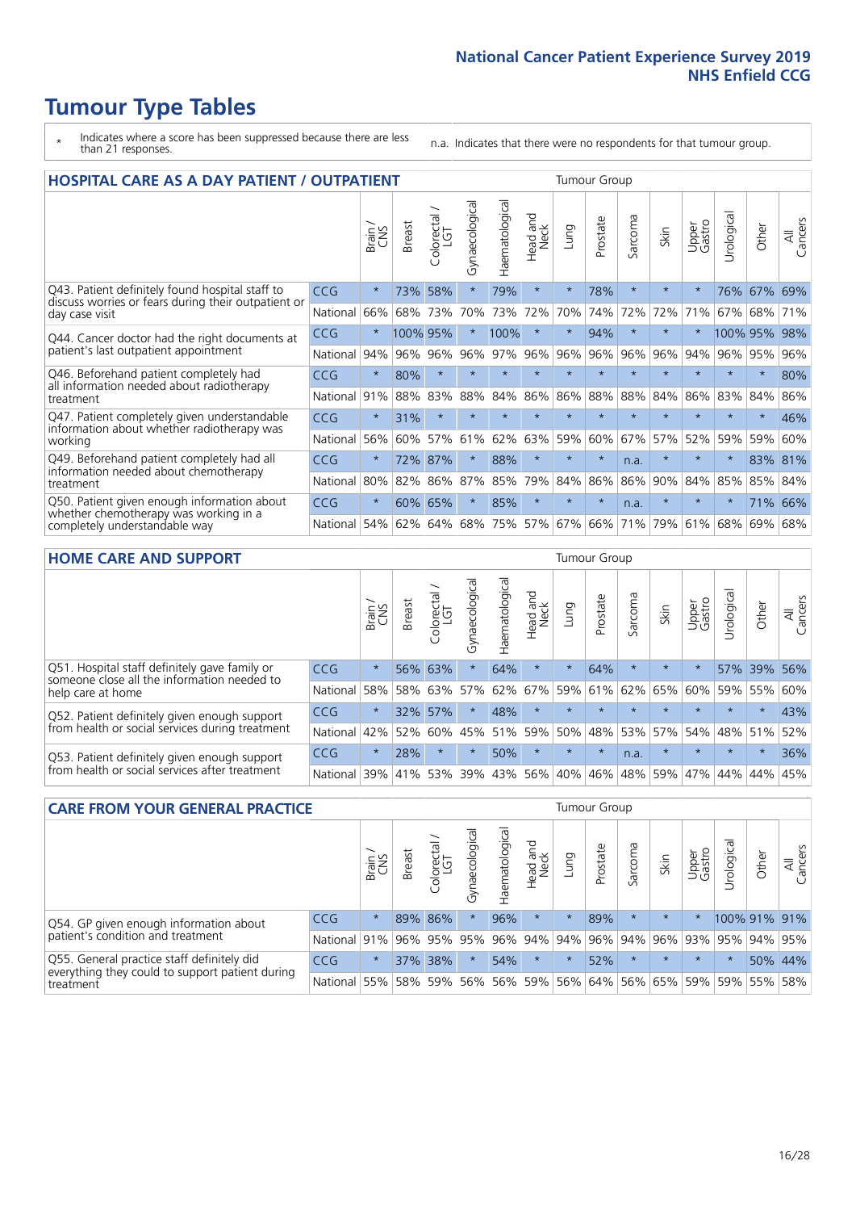# Tumour Type Tables

\* Indicates where a score has been suppressed because there are less than 21 responses.

n.a. Indicates that there were no respondents for that tumour group.

## HOSPITAL CARE AS A DAY PATIENT / OUTPATIENT

| | | Brain / CNS | Breast | Colorectal / LGT | Gynaecological | Haematological | Head and Neck | Lung | Prostate | Sarcoma | Skin | Upper Gastro | Urological | Other | All Cancers |
|---|---|---|---|---|---|---|---|---|---|---|---|---|---|---|---|
| Q43. Patient definitely found hospital staff to discuss worries or fears during their outpatient or day case visit | CCG | * | 73% | 58% | * | 79% | * | * | 78% | * | * | * | 76% | 67% | 69% |
| | National | 66% | 68% | 73% | 70% | 73% | 72% | 70% | 74% | 72% | 72% | 71% | 67% | 68% | 71% |
| Q44. Cancer doctor had the right documents at patient's last outpatient appointment | CCG | * | 100% | 95% | * | 100% | * | * | 94% | * | * | * | 100% | 95% | 98% |
| | National | 94% | 96% | 96% | 96% | 97% | 96% | 96% | 96% | 96% | 96% | 94% | 96% | 95% | 96% |
| Q46. Beforehand patient completely had all information needed about radiotherapy treatment | CCG | * | 80% | * | * | * | * | * | * | * | * | * | * | * | 80% |
| | National | 91% | 88% | 83% | 88% | 84% | 86% | 86% | 88% | 88% | 84% | 86% | 83% | 84% | 86% |
| Q47. Patient completely given understandable information about whether radiotherapy was working | CCG | * | 31% | * | * | * | * | * | * | * | * | * | * | * | 46% |
| | National | 56% | 60% | 57% | 61% | 62% | 63% | 59% | 60% | 67% | 57% | 52% | 59% | 59% | 60% |
| Q49. Beforehand patient completely had all information needed about chemotherapy treatment | CCG | * | 72% | 87% | * | 88% | * | * | * | n.a. | * | * | * | 83% | 81% |
| | National | 80% | 82% | 86% | 87% | 85% | 79% | 84% | 86% | 86% | 90% | 84% | 85% | 85% | 84% |
| Q50. Patient given enough information about whether chemotherapy was working in a completely understandable way | CCG | * | 60% | 65% | * | 85% | * | * | * | n.a. | * | * | * | 71% | 66% |
| | National | 54% | 62% | 64% | 68% | 75% | 57% | 67% | 66% | 71% | 79% | 61% | 68% | 69% | 68% |

## HOME CARE AND SUPPORT

| | | Brain / CNS | Breast | Colorectal / LGT | Gynaecological | Haematological | Head and Neck | Lung | Prostate | Sarcoma | Skin | Upper Gastro | Urological | Other | All Cancers |
|---|---|---|---|---|---|---|---|---|---|---|---|---|---|---|---|
| Q51. Hospital staff definitely gave family or someone close all the information needed to help care at home | CCG | * | 56% | 63% | * | 64% | * | * | 64% | * | * | * | 57% | 39% | 56% |
| | National | 58% | 58% | 63% | 57% | 62% | 67% | 59% | 61% | 62% | 65% | 60% | 59% | 55% | 60% |
| Q52. Patient definitely given enough support from health or social services during treatment | CCG | * | 32% | 57% | * | 48% | * | * | * | * | * | * | * | * | 43% |
| | National | 42% | 52% | 60% | 45% | 51% | 59% | 50% | 48% | 53% | 57% | 54% | 48% | 51% | 52% |
| Q53. Patient definitely given enough support from health or social services after treatment | CCG | * | 28% | * | * | 50% | * | * | * | n.a. | * | * | * | * | 36% |
| | National | 39% | 41% | 53% | 39% | 43% | 56% | 40% | 46% | 48% | 59% | 47% | 44% | 44% | 45% |

## CARE FROM YOUR GENERAL PRACTICE

| | | Brain / CNS | Breast | Colorectal / LGT | Gynaecological | Haematological | Head and Neck | Lung | Prostate | Sarcoma | Skin | Upper Gastro | Urological | Other | All Cancers |
|---|---|---|---|---|---|---|---|---|---|---|---|---|---|---|---|
| Q54. GP given enough information about patient's condition and treatment | CCG | * | 89% | 86% | * | 96% | * | * | 89% | * | * | * | 100% | 91% | 91% |
| | National | 91% | 96% | 95% | 95% | 96% | 94% | 94% | 96% | 94% | 96% | 93% | 95% | 94% | 95% |
| Q55. General practice staff definitely did everything they could to support patient during treatment | CCG | * | 37% | 38% | * | 54% | * | * | 52% | * | * | * | * | 50% | 44% |
| | National | 55% | 58% | 59% | 56% | 56% | 59% | 56% | 64% | 56% | 65% | 59% | 59% | 55% | 58% |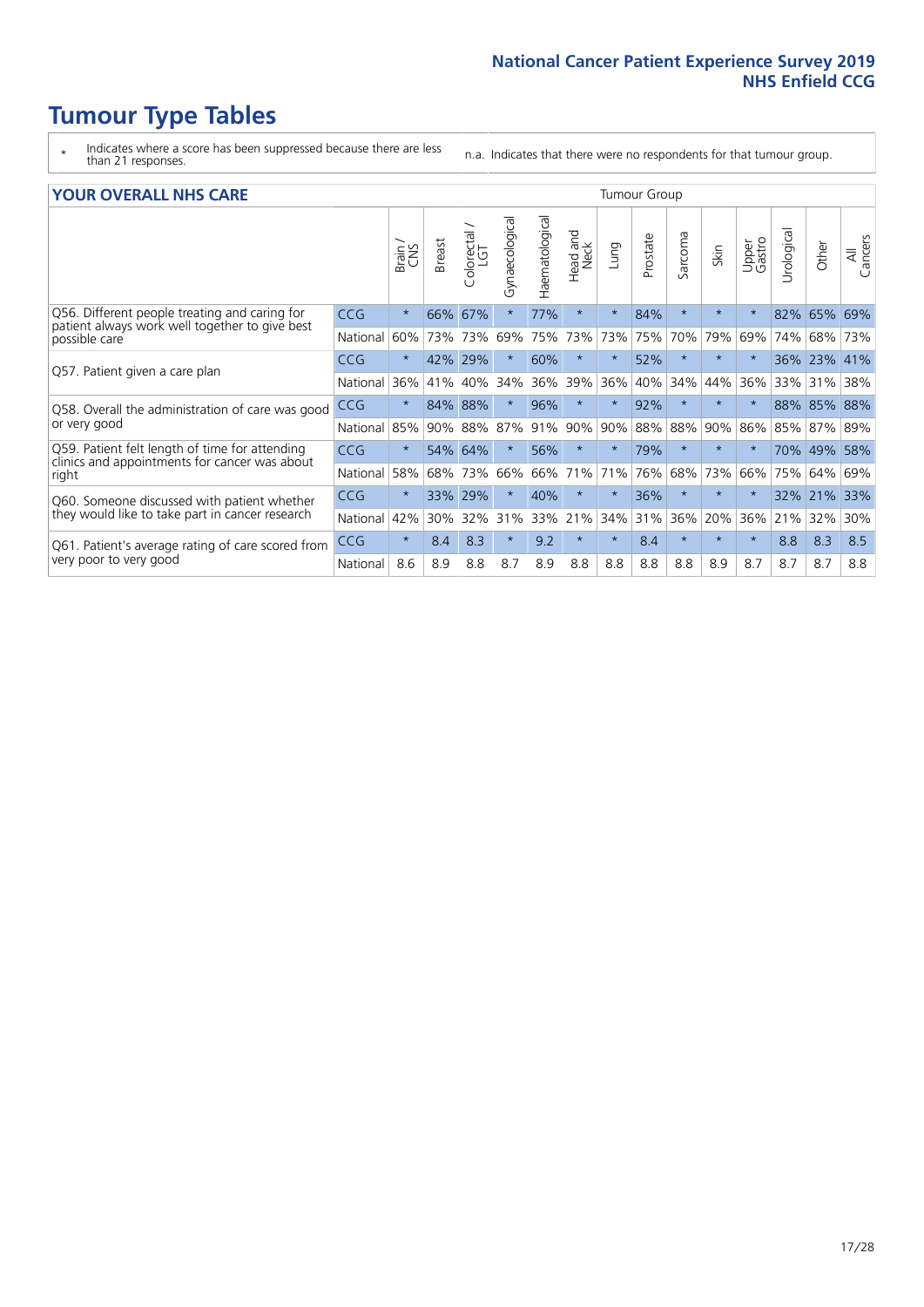# Tumour Type Tables

\* Indicates where a score has been suppressed because there are less than 21 responses.

n.a. Indicates that there were no respondents for that tumour group.

## YOUR OVERALL NHS CARE

| | | Brain / CNS | Breast | Colorectal / LGT | Gynaecological | Haematological | Head and Neck | Lung | Prostate | Sarcoma | Skin | Upper Gastro | Urological | Other | All Cancers |
|---|---|---|---|---|---|---|---|---|---|---|---|---|---|---|---|
| Q56. Different people treating and caring for patient always work well together to give best possible care | CCG | * | 66% | 67% | * | 77% | * | * | 84% | * | * | * | 82% | 65% | 69% |
| | National | 60% | 73% | 73% | 69% | 75% | 73% | 73% | 75% | 70% | 79% | 69% | 74% | 68% | 73% |
| Q57. Patient given a care plan | CCG | * | 42% | 29% | * | 60% | * | * | 52% | * | * | * | 36% | 23% | 41% |
| | National | 36% | 41% | 40% | 34% | 36% | 39% | 36% | 40% | 34% | 44% | 36% | 33% | 31% | 38% |
| Q58. Overall the administration of care was good or very good | CCG | * | 84% | 88% | * | 96% | * | * | 92% | * | * | * | 88% | 85% | 88% |
| | National | 85% | 90% | 88% | 87% | 91% | 90% | 90% | 88% | 88% | 90% | 86% | 85% | 87% | 89% |
| Q59. Patient felt length of time for attending clinics and appointments for cancer was about right | CCG | * | 54% | 64% | * | 56% | * | * | 79% | * | * | * | 70% | 49% | 58% |
| | National | 58% | 68% | 73% | 66% | 66% | 71% | 71% | 76% | 68% | 73% | 66% | 75% | 64% | 69% |
| Q60. Someone discussed with patient whether they would like to take part in cancer research | CCG | * | 33% | 29% | * | 40% | * | * | 36% | * | * | * | 32% | 21% | 33% |
| | National | 42% | 30% | 32% | 31% | 33% | 21% | 34% | 31% | 36% | 20% | 36% | 21% | 32% | 30% |
| Q61. Patient's average rating of care scored from very poor to very good | CCG | * | 8.4 | 8.3 | * | 9.2 | * | * | 8.4 | * | * | * | 8.8 | 8.3 | 8.5 |
| | National | 8.6 | 8.9 | 8.8 | 8.7 | 8.9 | 8.8 | 8.8 | 8.8 | 8.8 | 8.9 | 8.7 | 8.7 | 8.7 | 8.8 |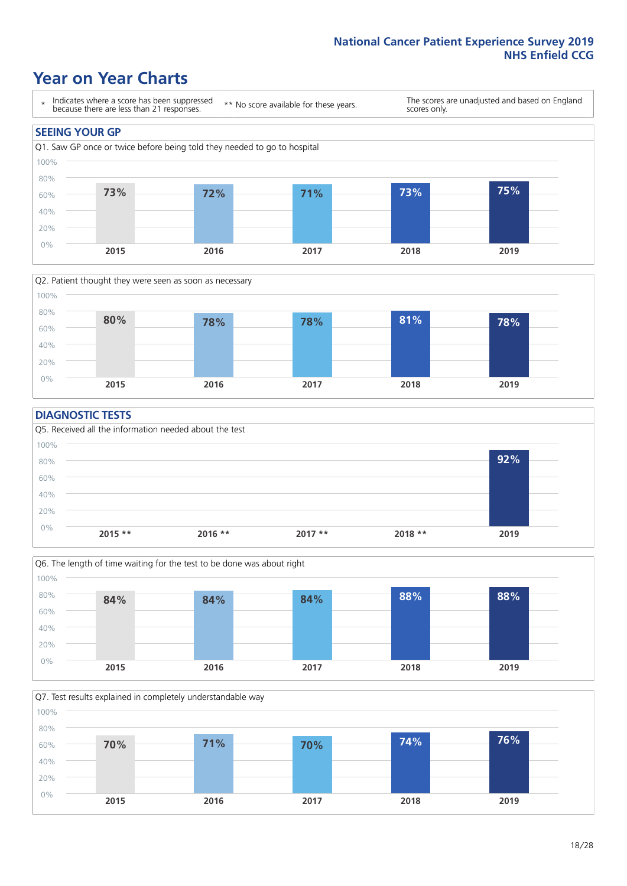National Cancer Patient Experience Survey 2019
NHS Enfield CCG

# Year on Year Charts

\* Indicates where a score has been suppressed because there are less than 21 responses.

** No score available for these years.

The scores are unadjusted and based on England scores only.

## SEEING YOUR GP

Q1. Saw GP once or twice before being told they needed to go to hospital

100%
80%
60%
40%
20%
0%

73% 72% 71% 73% 75%

2015 2016 2017 2018 2019

Q2. Patient thought they were seen as soon as necessary

100%
80%
60%
40%
20%
0%

80% 78% 78% 81% 78%

2015 2016 2017 2018 2019

## DIAGNOSTIC TESTS

Q5. Received all the information needed about the test

100%
80%
60%
40%
20%
0%

92%

2015 ** 2016 ** 2017 ** 2018 ** 2019

Q6. The length of time waiting for the test to be done was about right

100%
80%
60%
40%
20%
0%

84% 84% 84% 88% 88%

2015 2016 2017 2018 2019

Q7. Test results explained in completely understandable way

100%
80%
60%
40%
20%
0%

70% 71% 70% 74% 76%

2015 2016 2017 2018 2019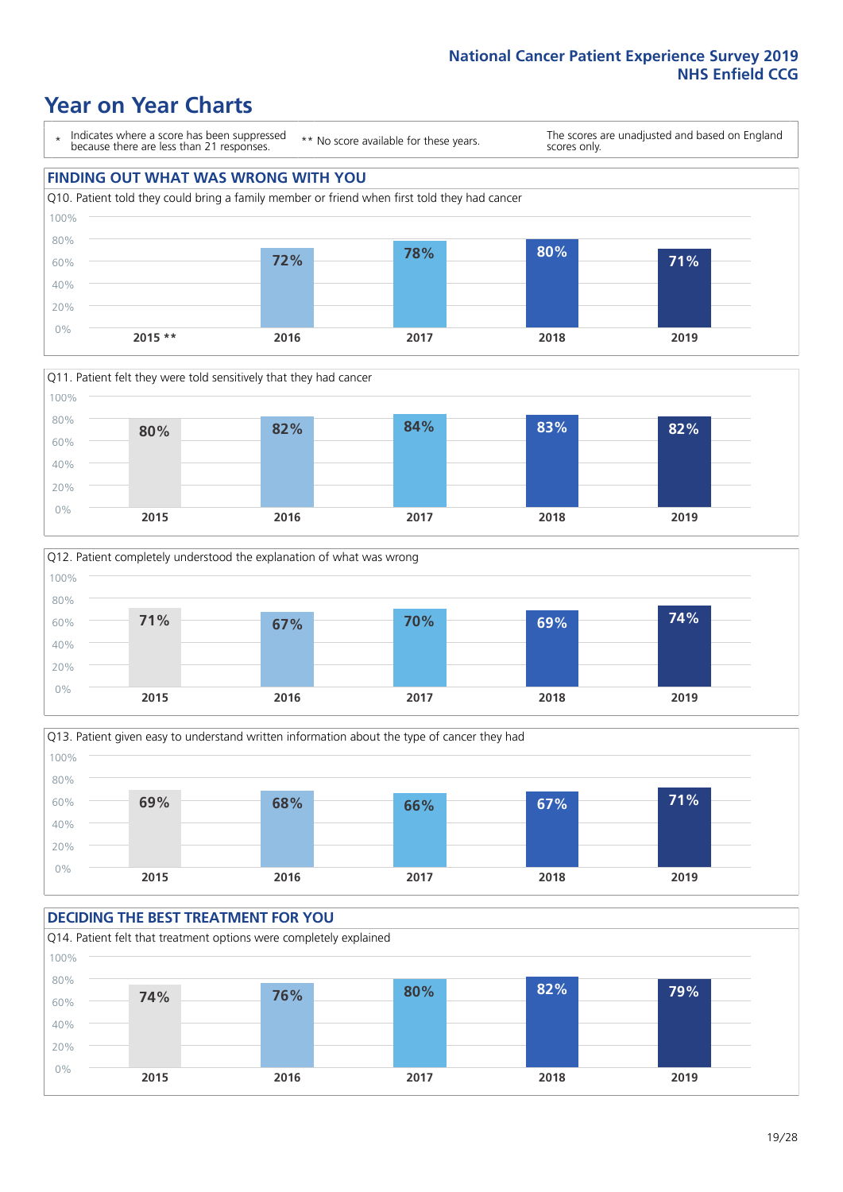National Cancer Patient Experience Survey 2019
NHS Enfield CCG

# Year on Year Charts

\* Indicates where a score has been suppressed because there are less than 21 responses.

** No score available for these years.

The scores are unadjusted and based on England scores only.

## FINDING OUT WHAT WAS WRONG WITH YOU

Q10. Patient told they could bring a family member or friend when first told they had cancer

100%
80%
60%
40%
20%
0%

72%
78%
80%
71%

2015 **
2016
2017
2018
2019

Q11. Patient felt they were told sensitively that they had cancer

100%
80%
60%
40%
20%
0%

80%
82%
84%
83%
82%

2015
2016
2017
2018
2019

Q12. Patient completely understood the explanation of what was wrong

100%
80%
60%
40%
20%
0%

71%
67%
70%
69%
74%

2015
2016
2017
2018
2019

Q13. Patient given easy to understand written information about the type of cancer they had

100%
80%
60%
40%
20%
0%

69%
68%
66%
67%
71%

2015
2016
2017
2018
2019

## DECIDING THE BEST TREATMENT FOR YOU

Q14. Patient felt that treatment options were completely explained

100%
80%
60%
40%
20%
0%

74%
76%
80%
82%
79%

2015
2016
2017
2018
2019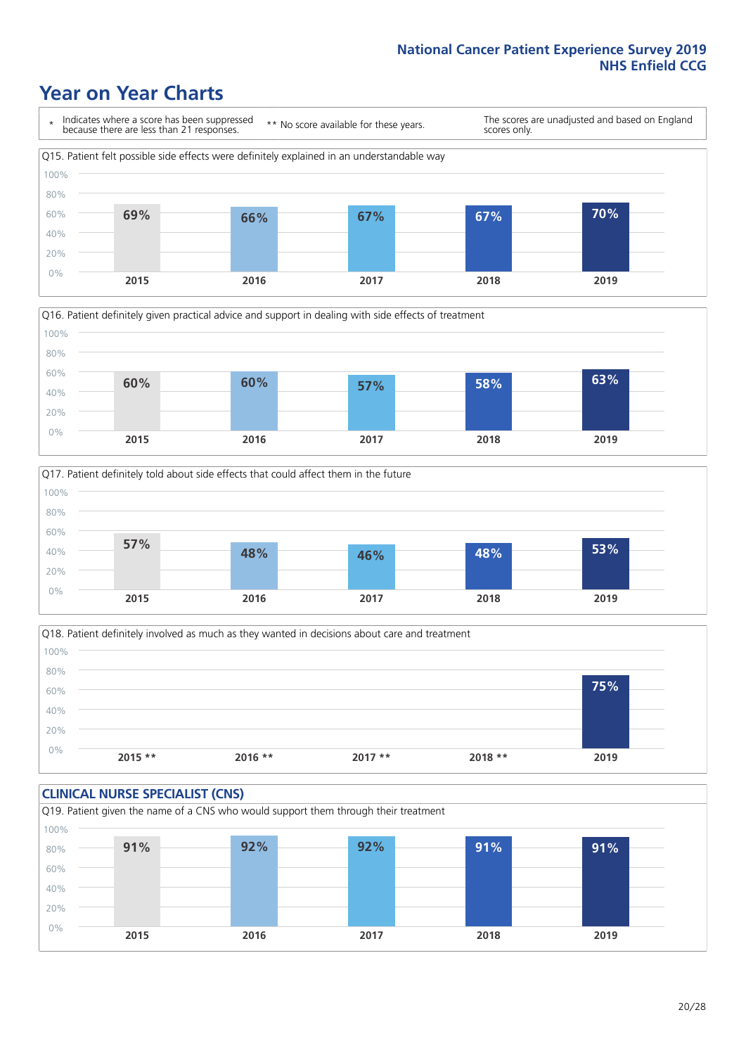# Year on Year Charts

\* Indicates where a score has been suppressed because there are less than 21 responses.

** No score available for these years.

The scores are unadjusted and based on England scores only.

Q15. Patient felt possible side effects were definitely explained in an understandable way

| 2015 | 2016 | 2017 | 2018 | 2019 |
|---|---|---|---|---|
| 69% | 66% | 67% | 67% | 70% |

Q16. Patient definitely given practical advice and support in dealing with side effects of treatment

| 2015 | 2016 | 2017 | 2018 | 2019 |
|---|---|---|---|---|
| 60% | 60% | 57% | 58% | 63% |

Q17. Patient definitely told about side effects that could affect them in the future

| 2015 | 2016 | 2017 | 2018 | 2019 |
|---|---|---|---|---|
| 57% | 48% | 46% | 48% | 53% |

Q18. Patient definitely involved as much as they wanted in decisions about care and treatment

| 2015 ** | 2016 ** | 2017 ** | 2018 ** | 2019 |
|---|---|---|---|---|
| | | | | 75% |

## CLINICAL NURSE SPECIALIST (CNS)

Q19. Patient given the name of a CNS who would support them through their treatment

| 2015 | 2016 | 2017 | 2018 | 2019 |
|---|---|---|---|---|
| 91% | 92% | 92% | 91% | 91% |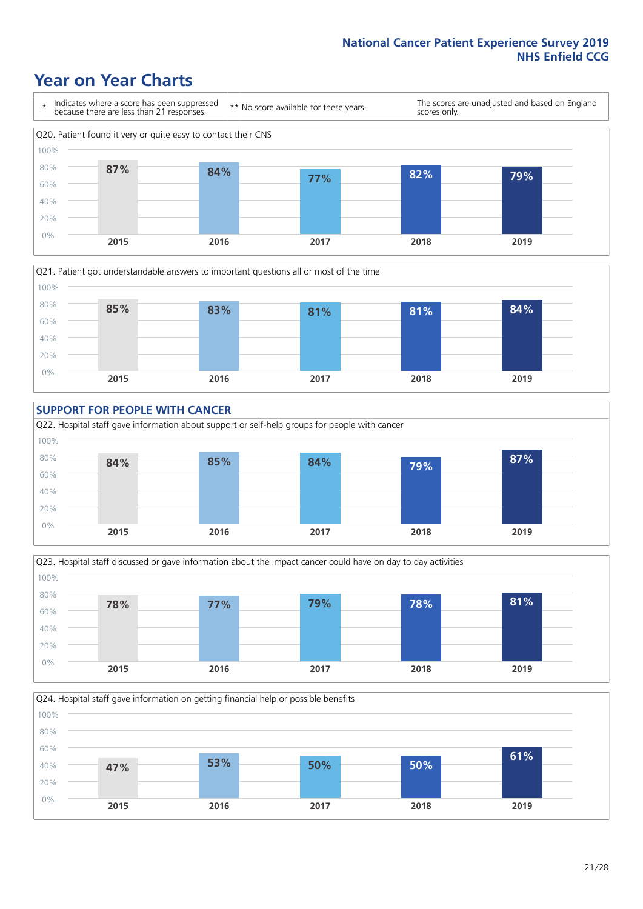# Year on Year Charts

\* Indicates where a score has been suppressed because there are less than 21 responses.

\*\* No score available for these years.

The scores are unadjusted and based on England scores only.

Q20. Patient found it very or quite easy to contact their CNS

100%
80%
60%
40%
20%
0%

87% 84% 77% 82% 79%

2015 2016 2017 2018 2019

Q21. Patient got understandable answers to important questions all or most of the time

100%
80%
60%
40%
20%
0%

85% 83% 81% 81% 84%

2015 2016 2017 2018 2019

## SUPPORT FOR PEOPLE WITH CANCER

Q22. Hospital staff gave information about support or self-help groups for people with cancer

100%
80%
60%
40%
20%
0%

84% 85% 84% 79% 87%

2015 2016 2017 2018 2019

Q23. Hospital staff discussed or gave information about the impact cancer could have on day to day activities

100%
80%
60%
40%
20%
0%

78% 77% 79% 78% 81%

2015 2016 2017 2018 2019

Q24. Hospital staff gave information on getting financial help or possible benefits

100%
80%
60%
40%
20%
0%

47% 53% 50% 50% 61%

2015 2016 2017 2018 2019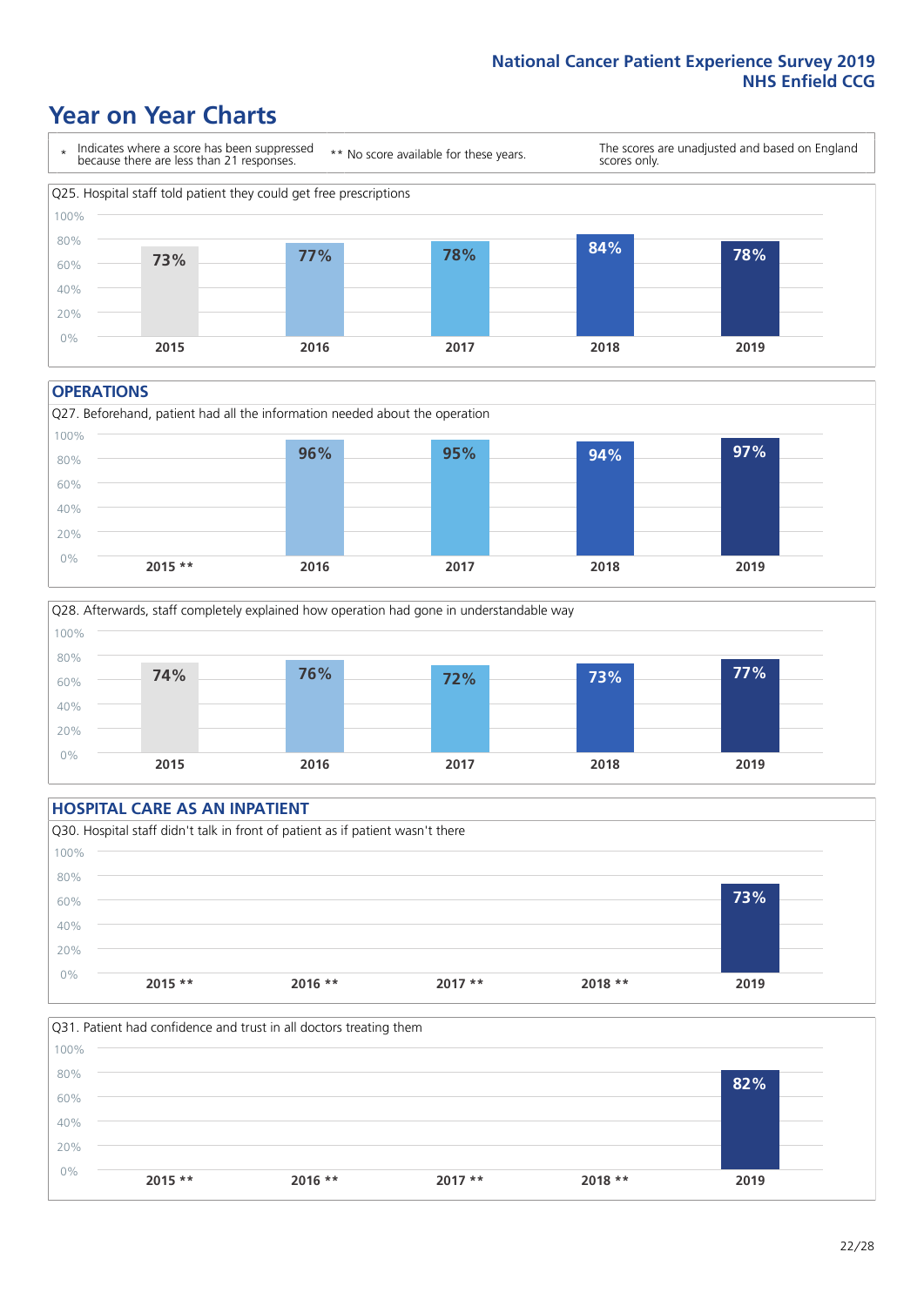# Year on Year Charts

\* Indicates where a score has been suppressed because there are less than 21 responses.

** No score available for these years.

The scores are unadjusted and based on England scores only.

Q25. Hospital staff told patient they could get free prescriptions

100%
80%
60%
40%
20%
0%

73% 77% 78% 84% 78%

2015 2016 2017 2018 2019

## OPERATIONS

Q27. Beforehand, patient had all the information needed about the operation

100%
80%
60%
40%
20%
0%

96% 95% 94% 97%

2015 ** 2016 2017 2018 2019

Q28. Afterwards, staff completely explained how operation had gone in understandable way

100%
80%
60%
40%
20%
0%

74% 76% 72% 73% 77%

2015 2016 2017 2018 2019

## HOSPITAL CARE AS AN INPATIENT

Q30. Hospital staff didn't talk in front of patient as if patient wasn't there

100%
80%
60%
40%
20%
0%

73%

2015 ** 2016 ** 2017 ** 2018 ** 2019

Q31. Patient had confidence and trust in all doctors treating them

100%
80%
60%
40%
20%
0%

82%

2015 ** 2016 ** 2017 ** 2018 ** 2019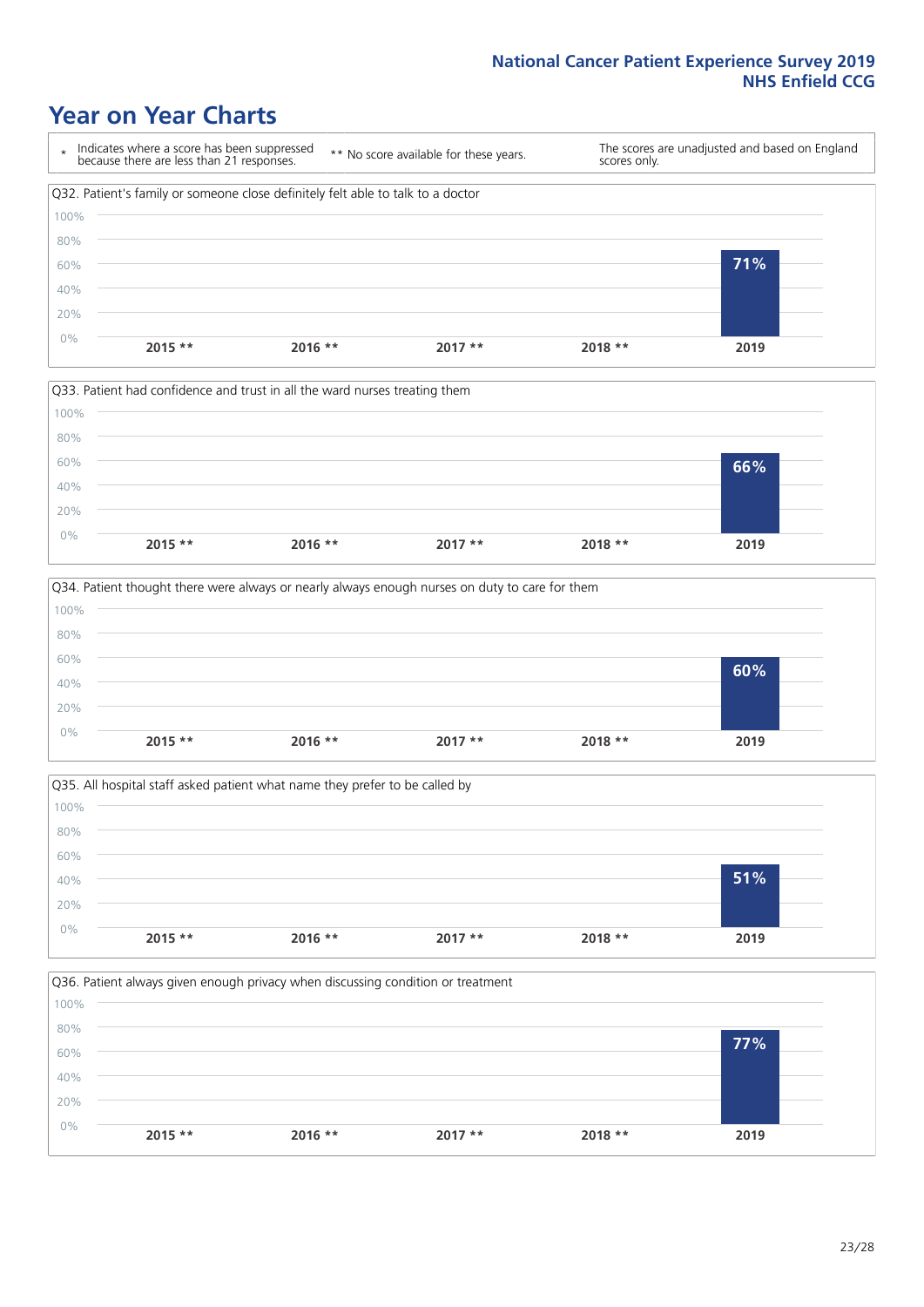# Year on Year Charts

\* Indicates where a score has been suppressed because there are less than 21 responses.

\*\* No score available for these years.

The scores are unadjusted and based on England scores only.

Q32. Patient's family or someone close definitely felt able to talk to a doctor

100%
80%
60%
40%
20%
0%

2015 ** 2016 ** 2017 ** 2018 ** 2019

71%

Q33. Patient had confidence and trust in all the ward nurses treating them

100%
80%
60%
40%
20%
0%

2015 ** 2016 ** 2017 ** 2018 ** 2019

66%

Q34. Patient thought there were always or nearly always enough nurses on duty to care for them

100%
80%
60%
40%
20%
0%

2015 ** 2016 ** 2017 ** 2018 ** 2019

60%

Q35. All hospital staff asked patient what name they prefer to be called by

100%
80%
60%
40%
20%
0%

2015 ** 2016 ** 2017 ** 2018 ** 2019

51%

Q36. Patient always given enough privacy when discussing condition or treatment

100%
80%
60%
40%
20%
0%

2015 ** 2016 ** 2017 ** 2018 ** 2019

77%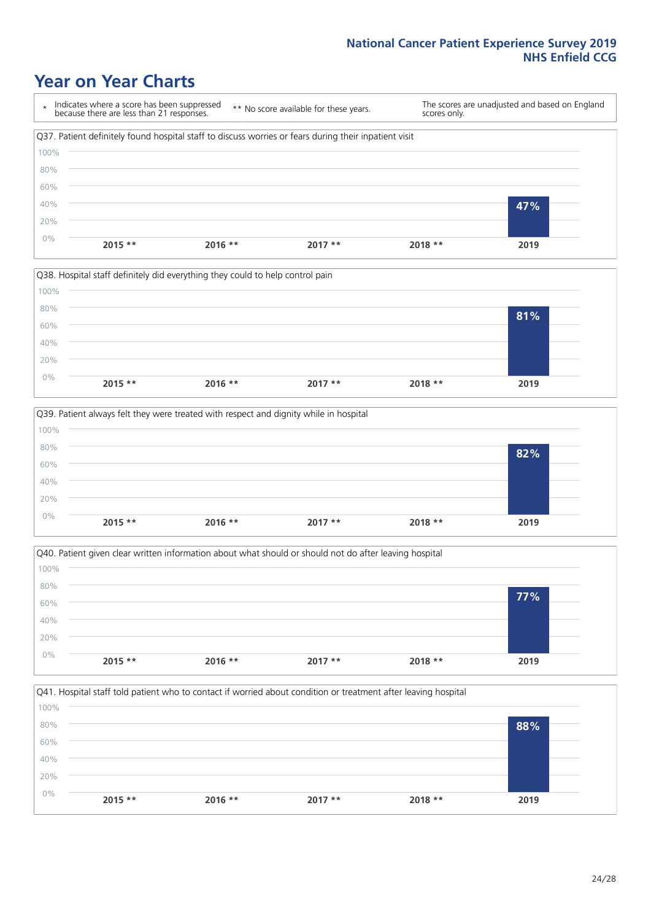# Year on Year Charts

\* Indicates where a score has been suppressed because there are less than 21 responses.

** No score available for these years.

The scores are unadjusted and based on England scores only.

Q37. Patient definitely found hospital staff to discuss worries or fears during their inpatient visit

100%
80%
60%
40%
20%
0%

2015 ** 2016 ** 2017 ** 2018 ** 2019

47%

Q38. Hospital staff definitely did everything they could to help control pain

100%
80%
60%
40%
20%
0%

2015 ** 2016 ** 2017 ** 2018 ** 2019

81%

Q39. Patient always felt they were treated with respect and dignity while in hospital

100%
80%
60%
40%
20%
0%

2015 ** 2016 ** 2017 ** 2018 ** 2019

82%

Q40. Patient given clear written information about what should or should not do after leaving hospital

100%
80%
60%
40%
20%
0%

2015 ** 2016 ** 2017 ** 2018 ** 2019

77%

Q41. Hospital staff told patient who to contact if worried about condition or treatment after leaving hospital

100%
80%
60%
40%
20%
0%

2015 ** 2016 ** 2017 ** 2018 ** 2019

88%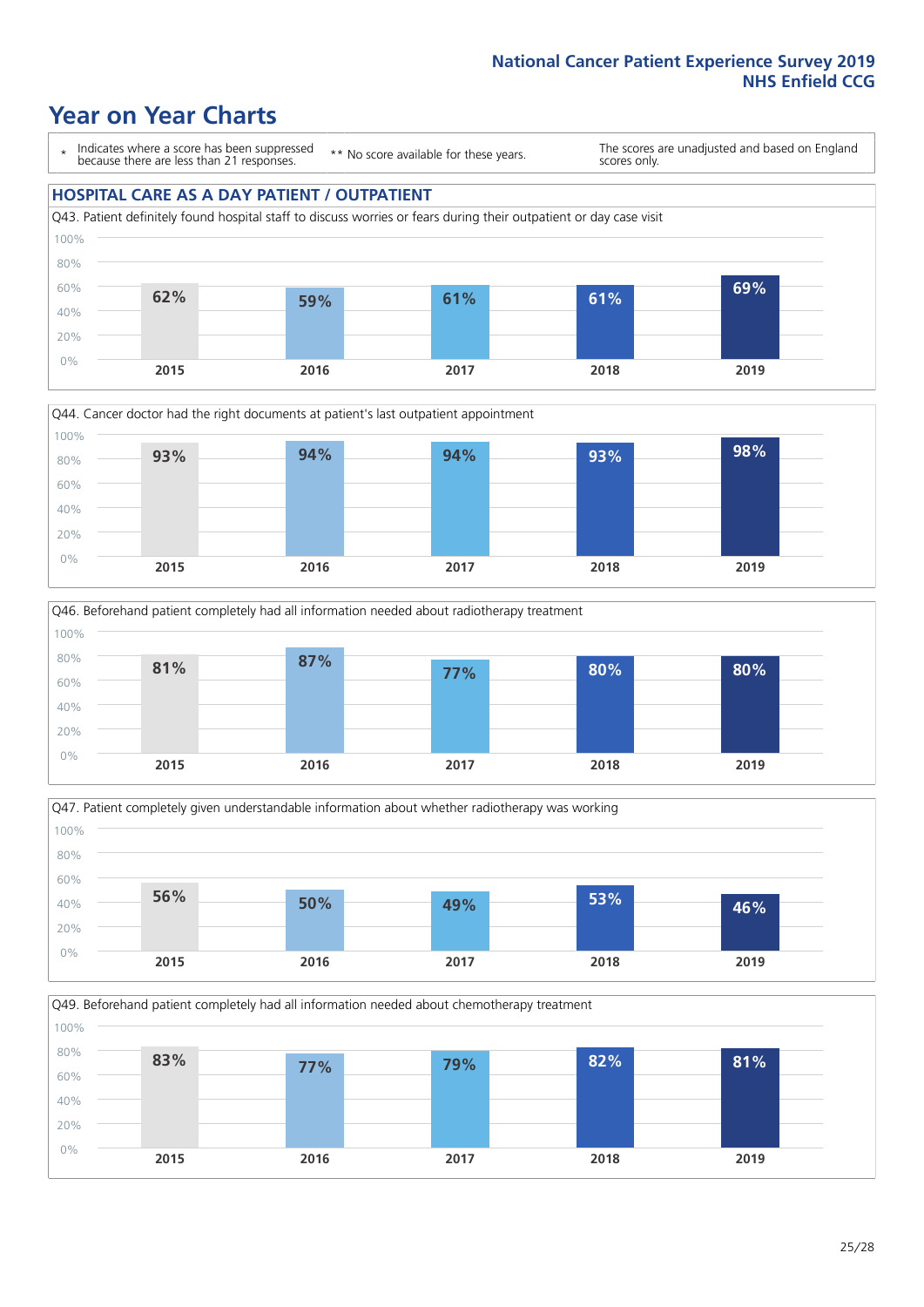# Year on Year Charts

\* Indicates where a score has been suppressed because there are less than 21 responses.

** No score available for these years.

The scores are unadjusted and based on England scores only.

## HOSPITAL CARE AS A DAY PATIENT / OUTPATIENT

Q43. Patient definitely found hospital staff to discuss worries or fears during their outpatient or day case visit

100%
80%
60%
40%
20%
0%

62% 2015
59% 2016
61% 2017
61% 2018
69% 2019

Q44. Cancer doctor had the right documents at patient's last outpatient appointment

100%
80%
60%
40%
20%
0%

93% 2015
94% 2016
94% 2017
93% 2018
98% 2019

Q46. Beforehand patient completely had all information needed about radiotherapy treatment

100%
80%
60%
40%
20%
0%

81% 2015
87% 2016
77% 2017
80% 2018
80% 2019

Q47. Patient completely given understandable information about whether radiotherapy was working

100%
80%
60%
40%
20%
0%

56% 2015
50% 2016
49% 2017
53% 2018
46% 2019

Q49. Beforehand patient completely had all information needed about chemotherapy treatment

100%
80%
60%
40%
20%
0%

83% 2015
77% 2016
79% 2017
82% 2018
81% 2019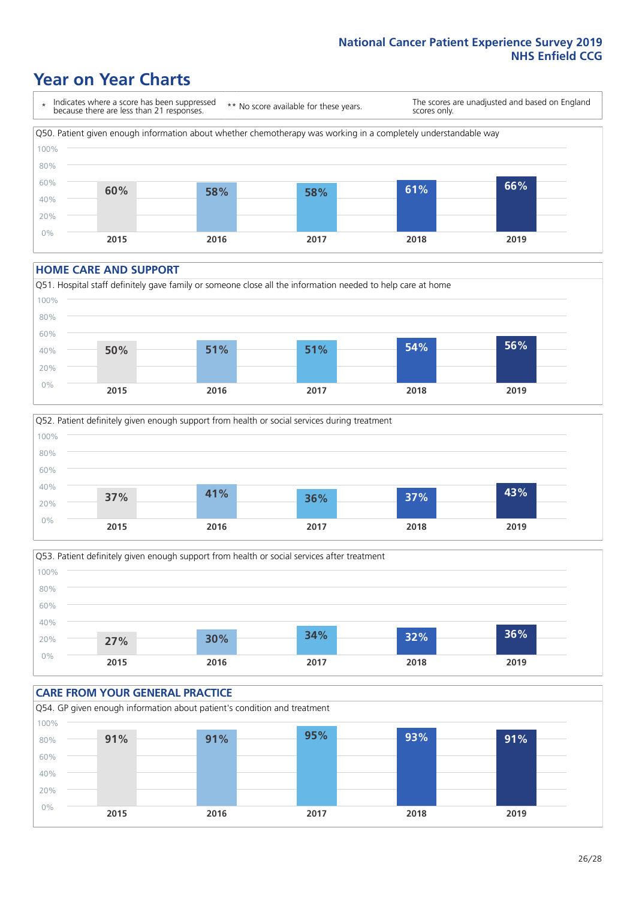# Year on Year Charts

\* Indicates where a score has been suppressed because there are less than 21 responses.

\*\* No score available for these years.

The scores are unadjusted and based on England scores only.

Q50. Patient given enough information about whether chemotherapy was working in a completely understandable way

100%
80%
60%
40%
20%
0%

60% 58% 58% 61% 66%

2015 2016 2017 2018 2019

## HOME CARE AND SUPPORT

Q51. Hospital staff definitely gave family or someone close all the information needed to help care at home

100%
80%
60%
40%
20%
0%

50% 51% 51% 54% 56%

2015 2016 2017 2018 2019

Q52. Patient definitely given enough support from health or social services during treatment

100%
80%
60%
40%
20%
0%

37% 41% 36% 37% 43%

2015 2016 2017 2018 2019

Q53. Patient definitely given enough support from health or social services after treatment

100%
80%
60%
40%
20%
0%

27% 30% 34% 32% 36%

2015 2016 2017 2018 2019

## CARE FROM YOUR GENERAL PRACTICE

Q54. GP given enough information about patient's condition and treatment

100%
80%
60%
40%
20%
0%

91% 91% 95% 93% 91%

2015 2016 2017 2018 2019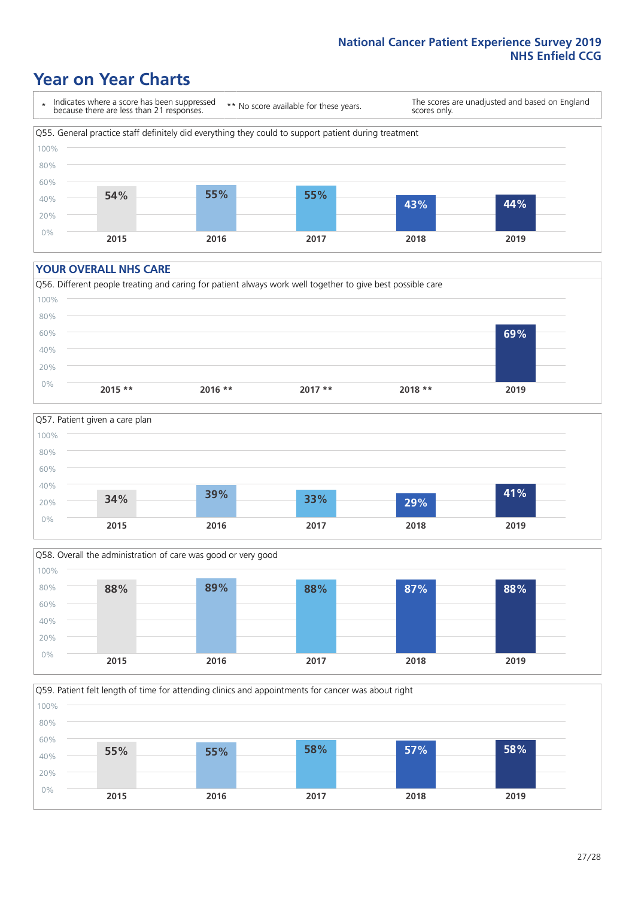# Year on Year Charts

\* Indicates where a score has been suppressed because there are less than 21 responses.

\*\* No score available for these years.

The scores are unadjusted and based on England scores only.

Q55. General practice staff definitely did everything they could to support patient during treatment

100%
80%
60%
40%
20%
0%

54% 2015
55% 2016
55% 2017
43% 2018
44% 2019

## YOUR OVERALL NHS CARE

Q56. Different people treating and caring for patient always work well together to give best possible care

100%
80%
60%
40%
20%
0%

2015 **
2016 **
2017 **
2018 **
69% 2019

Q57. Patient given a care plan

100%
80%
60%
40%
20%
0%

34% 2015
39% 2016
33% 2017
29% 2018
41% 2019

Q58. Overall the administration of care was good or very good

100%
80%
60%
40%
20%
0%

88% 2015
89% 2016
88% 2017
87% 2018
88% 2019

Q59. Patient felt length of time for attending clinics and appointments for cancer was about right

100%
80%
60%
40%
20%
0%

55% 2015
55% 2016
58% 2017
57% 2018
58% 2019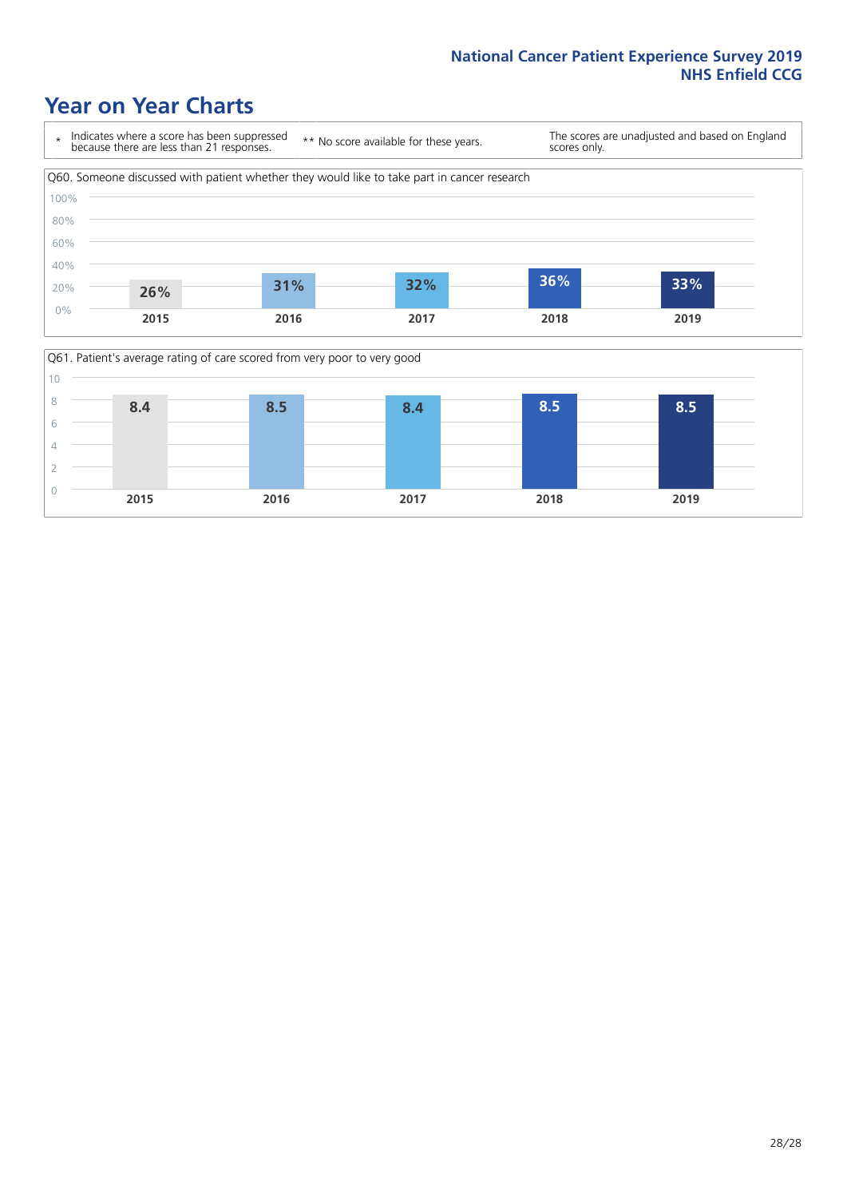National Cancer Patient Experience Survey 2019
NHS Enfield CCG

# Year on Year Charts

\* Indicates where a score has been suppressed because there are less than 21 responses.

** No score available for these years.

The scores are unadjusted and based on England scores only.

Q60. Someone discussed with patient whether they would like to take part in cancer research

100%
80%
60%
40%
20%
0%

26% 2015
31% 2016
32% 2017
36% 2018
33% 2019

Q61. Patient's average rating of care scored from very poor to very good

10
8
6
4
2
0

8.4 2015
8.5 2016
8.4 2017
8.5 2018
8.5 2019